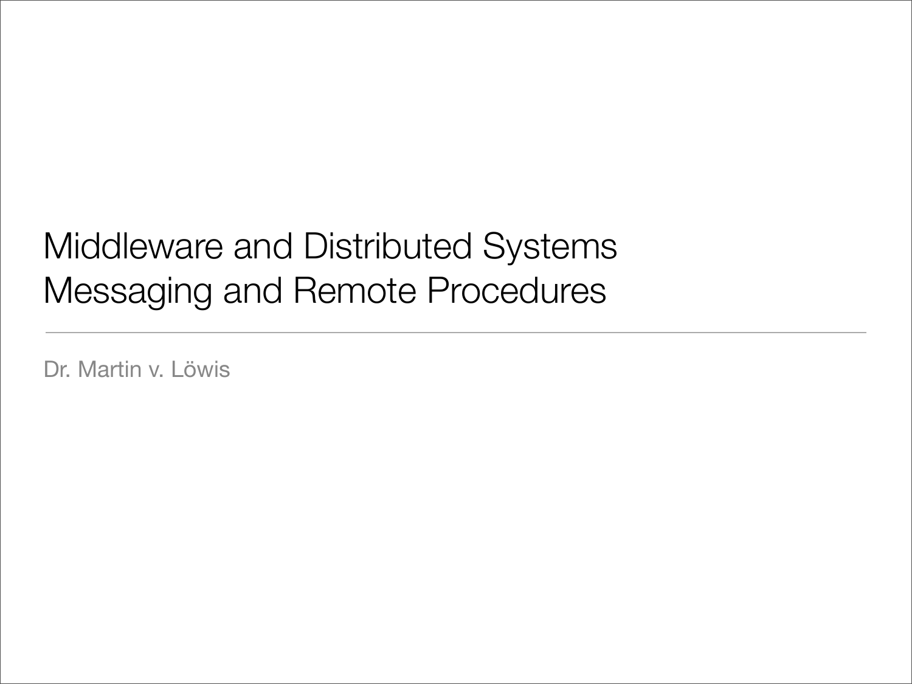# Middleware and Distributed Systems
# Messaging and Remote Procedures

Dr. Martin v. Löwis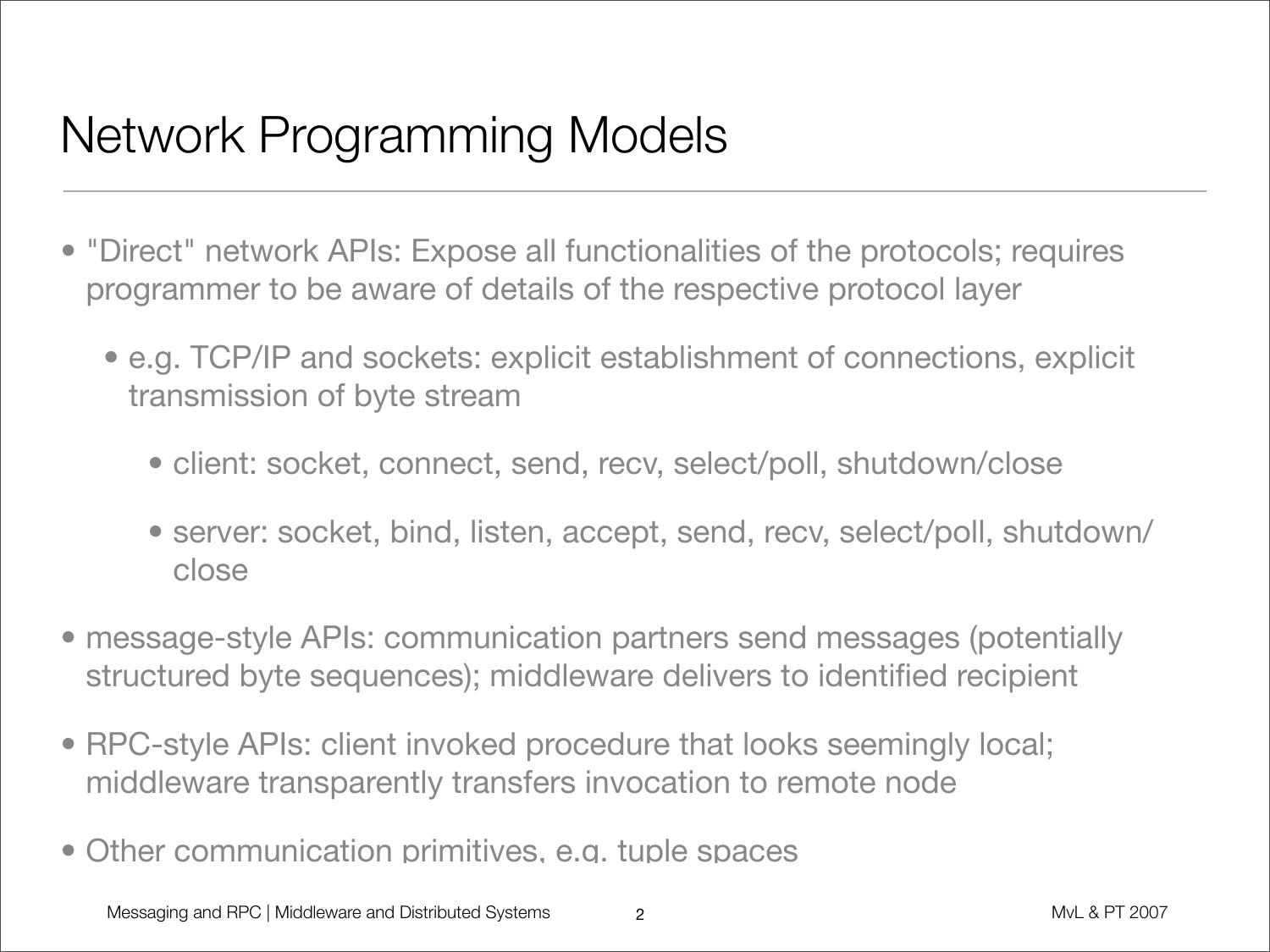# Network Programming Models

- "Direct" network APIs: Expose all functionalities of the protocols; requires programmer to be aware of details of the respective protocol layer
  - e.g. TCP/IP and sockets: explicit establishment of connections, explicit transmission of byte stream
    - client: socket, connect, send, recv, select/poll, shutdown/close
    - server: socket, bind, listen, accept, send, recv, select/poll, shutdown/close
- message-style APIs: communication partners send messages (potentially structured byte sequences); middleware delivers to identified recipient
- RPC-style APIs: client invoked procedure that looks seemingly local; middleware transparently transfers invocation to remote node
- Other communication primitives, e.g. tuple spaces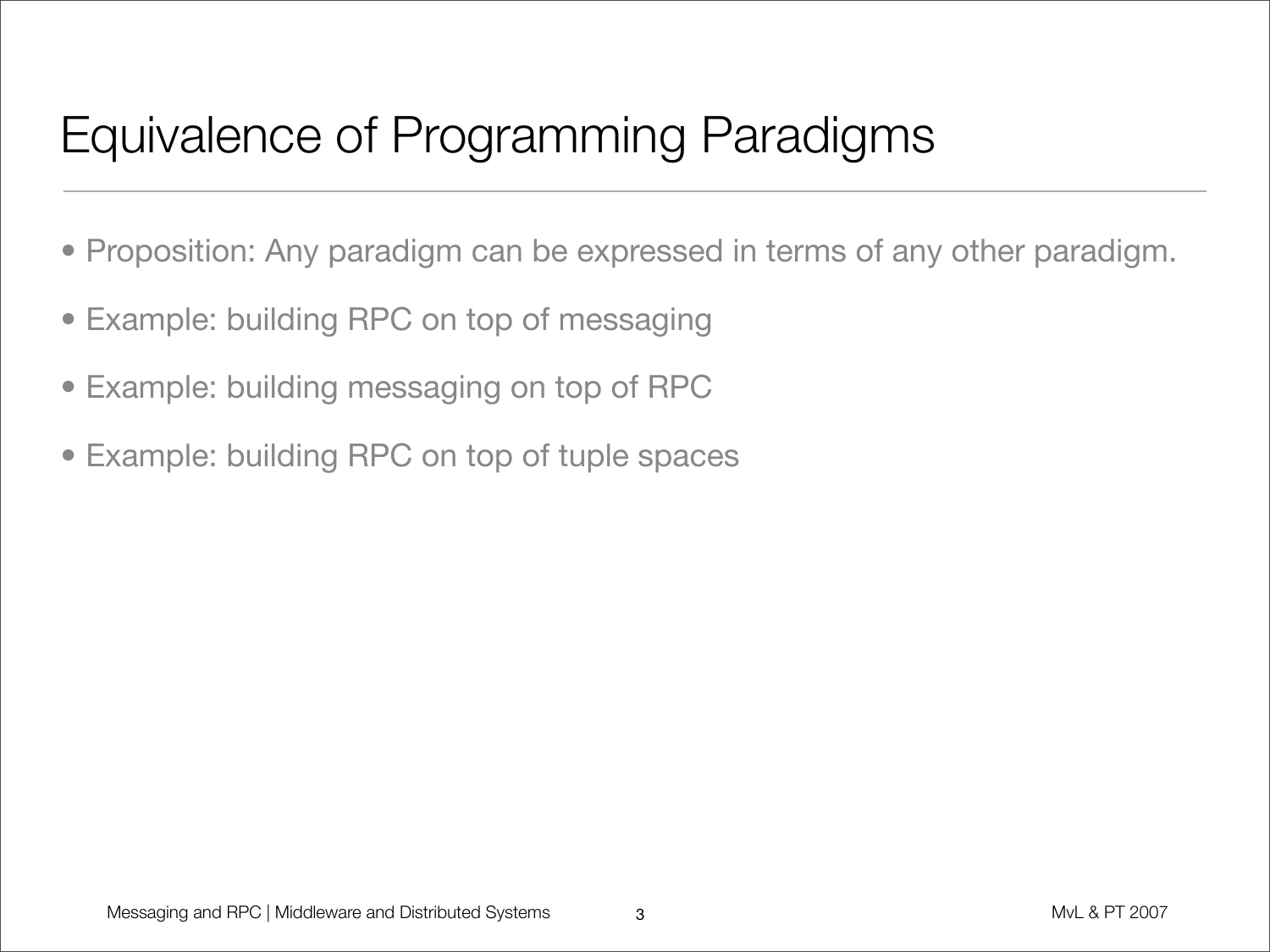# Equivalence of Programming Paradigms

- Proposition: Any paradigm can be expressed in terms of any other paradigm.
- Example: building RPC on top of messaging
- Example: building messaging on top of RPC
- Example: building RPC on top of tuple spaces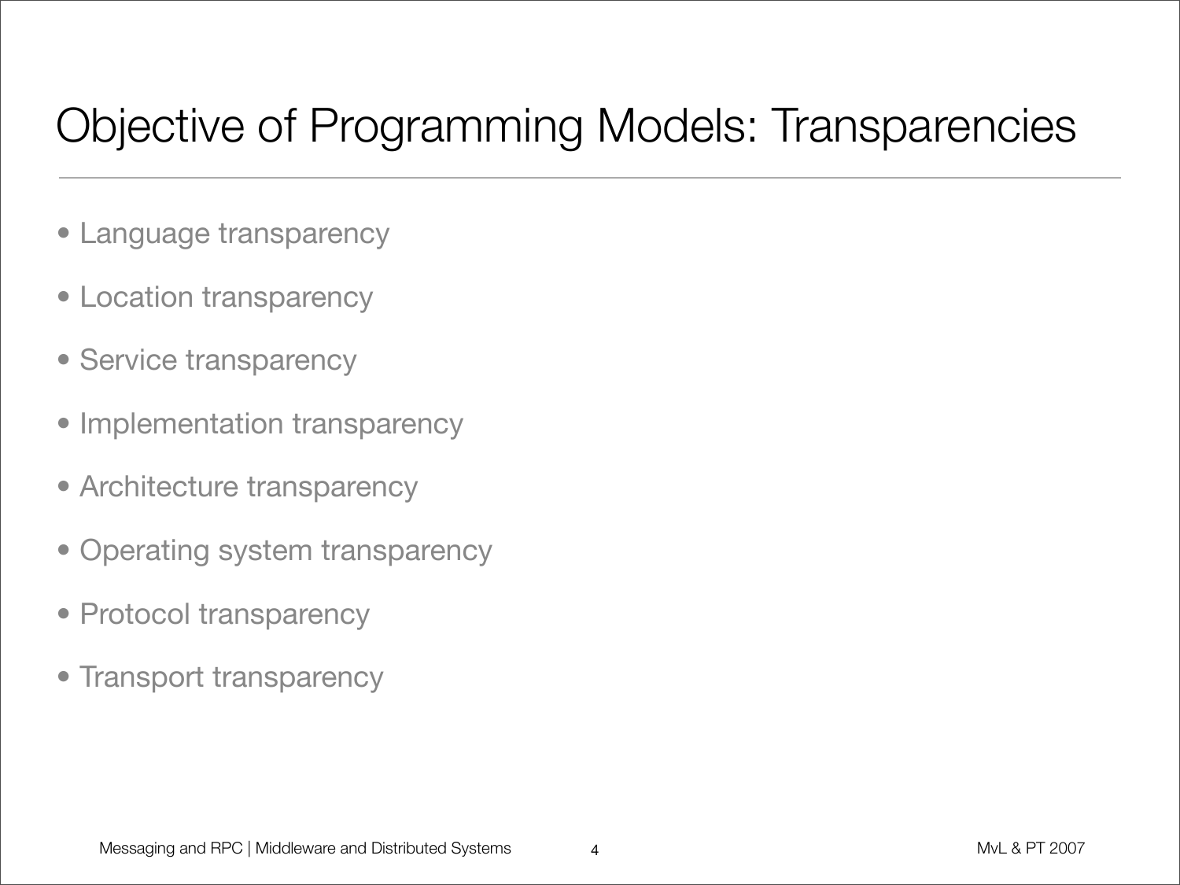# Objective of Programming Models: Transparencies

- Language transparency
- Location transparency
- Service transparency
- Implementation transparency
- Architecture transparency
- Operating system transparency
- Protocol transparency
- Transport transparency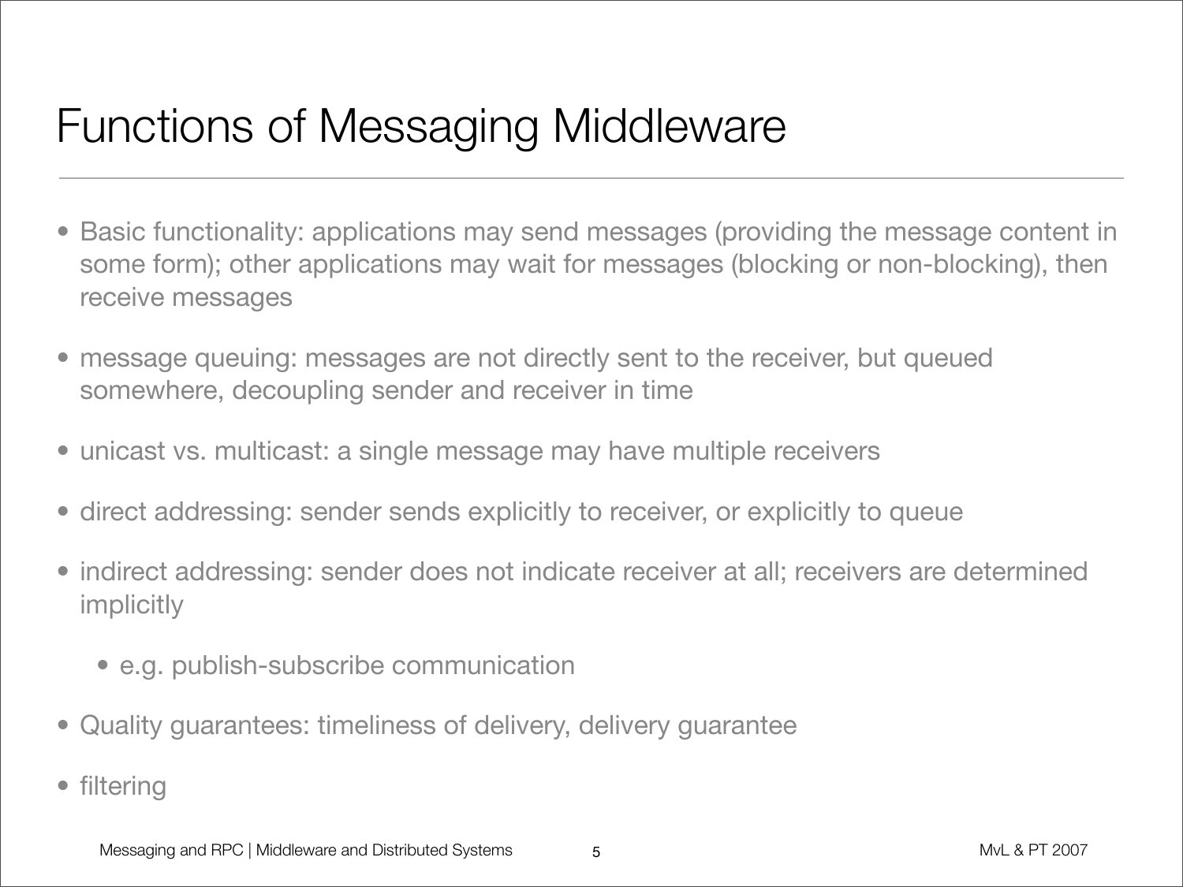# Functions of Messaging Middleware

- Basic functionality: applications may send messages (providing the message content in some form); other applications may wait for messages (blocking or non-blocking), then receive messages
- message queuing: messages are not directly sent to the receiver, but queued somewhere, decoupling sender and receiver in time
- unicast vs. multicast: a single message may have multiple receivers
- direct addressing: sender sends explicitly to receiver, or explicitly to queue
- indirect addressing: sender does not indicate receiver at all; receivers are determined implicitly
  - e.g. publish-subscribe communication
- Quality guarantees: timeliness of delivery, delivery guarantee
- filtering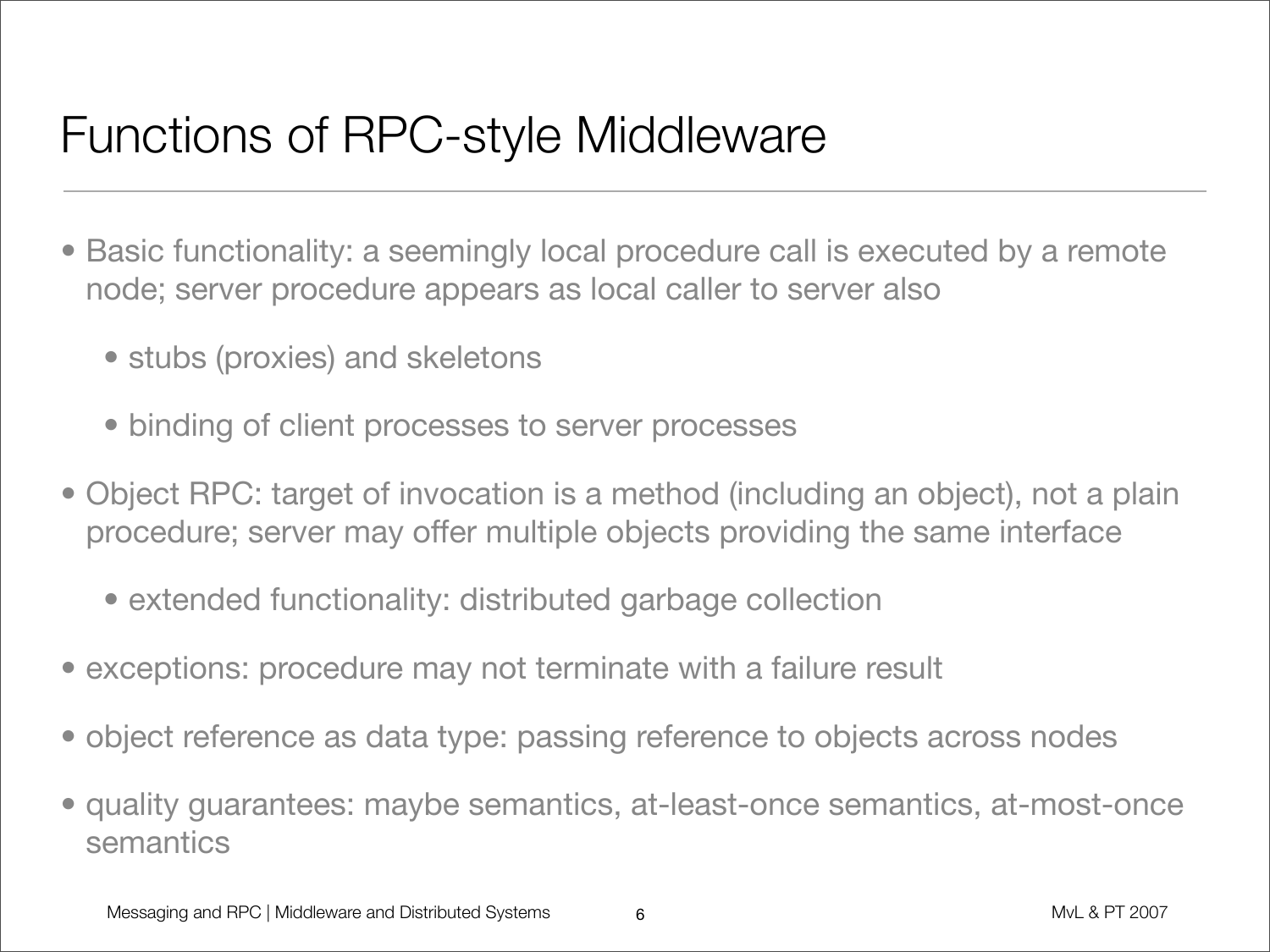# Functions of RPC-style Middleware

- Basic functionality: a seemingly local procedure call is executed by a remote node; server procedure appears as local caller to server also
  - stubs (proxies) and skeletons
  - binding of client processes to server processes
- Object RPC: target of invocation is a method (including an object), not a plain procedure; server may offer multiple objects providing the same interface
  - extended functionality: distributed garbage collection
- exceptions: procedure may not terminate with a failure result
- object reference as data type: passing reference to objects across nodes
- quality guarantees: maybe semantics, at-least-once semantics, at-most-once semantics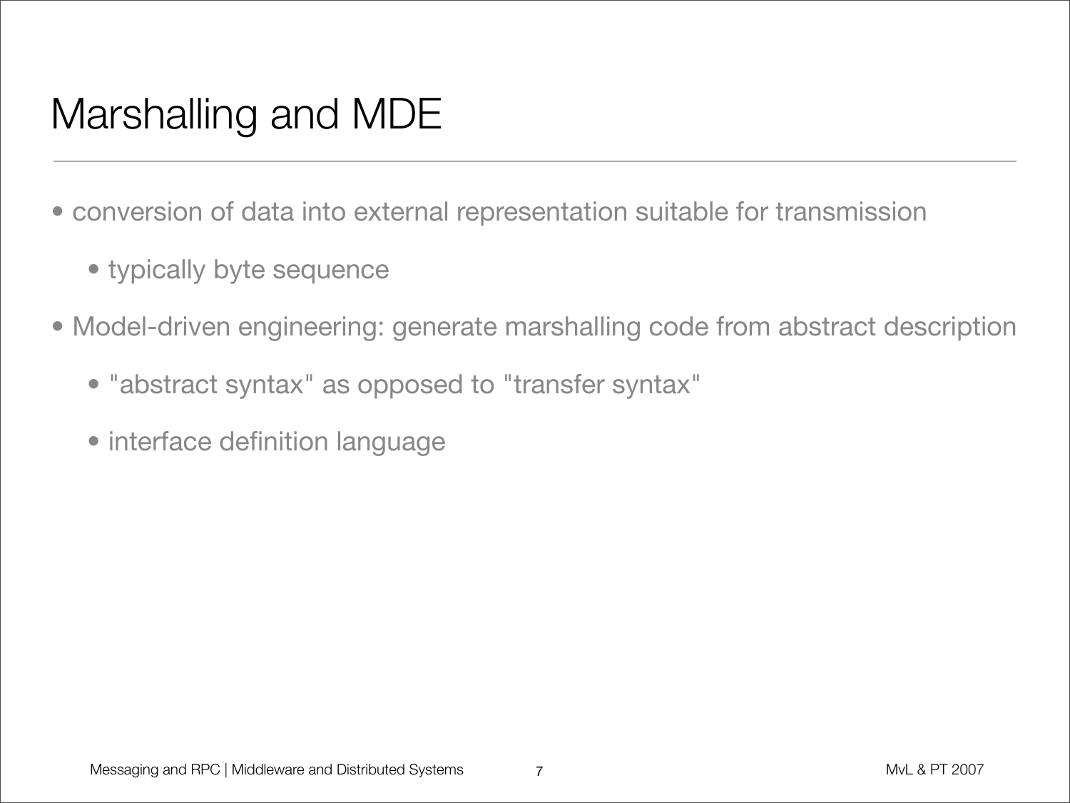# Marshalling and MDE

- conversion of data into external representation suitable for transmission
  - typically byte sequence
- Model-driven engineering: generate marshalling code from abstract description
  - "abstract syntax" as opposed to "transfer syntax"
  - interface definition language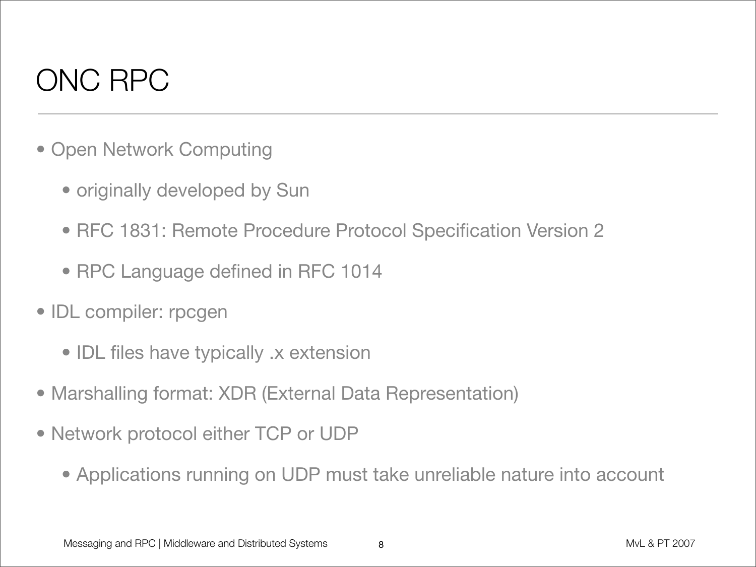# ONC RPC

- Open Network Computing
  - originally developed by Sun
  - RFC 1831: Remote Procedure Protocol Specification Version 2
  - RPC Language defined in RFC 1014
- IDL compiler: rpcgen
  - IDL files have typically .x extension
- Marshalling format: XDR (External Data Representation)
- Network protocol either TCP or UDP
  - Applications running on UDP must take unreliable nature into account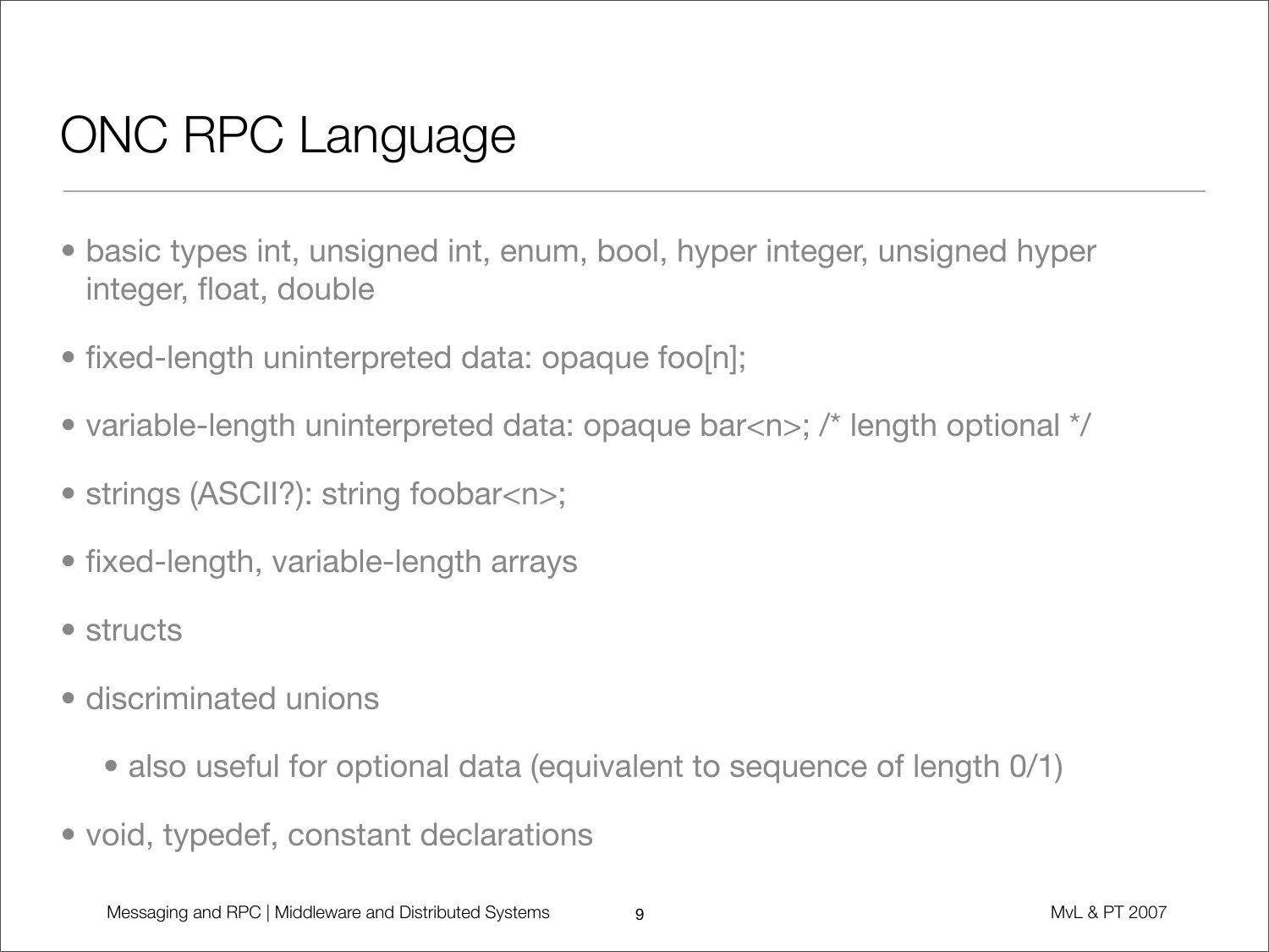# ONC RPC Language

- basic types int, unsigned int, enum, bool, hyper integer, unsigned hyper integer, float, double
- fixed-length uninterpreted data: opaque foo[n];
- variable-length uninterpreted data: opaque bar<n>; /* length optional */
- strings (ASCII?): string foobar<n>;
- fixed-length, variable-length arrays
- structs
- discriminated unions
  - also useful for optional data (equivalent to sequence of length 0/1)
- void, typedef, constant declarations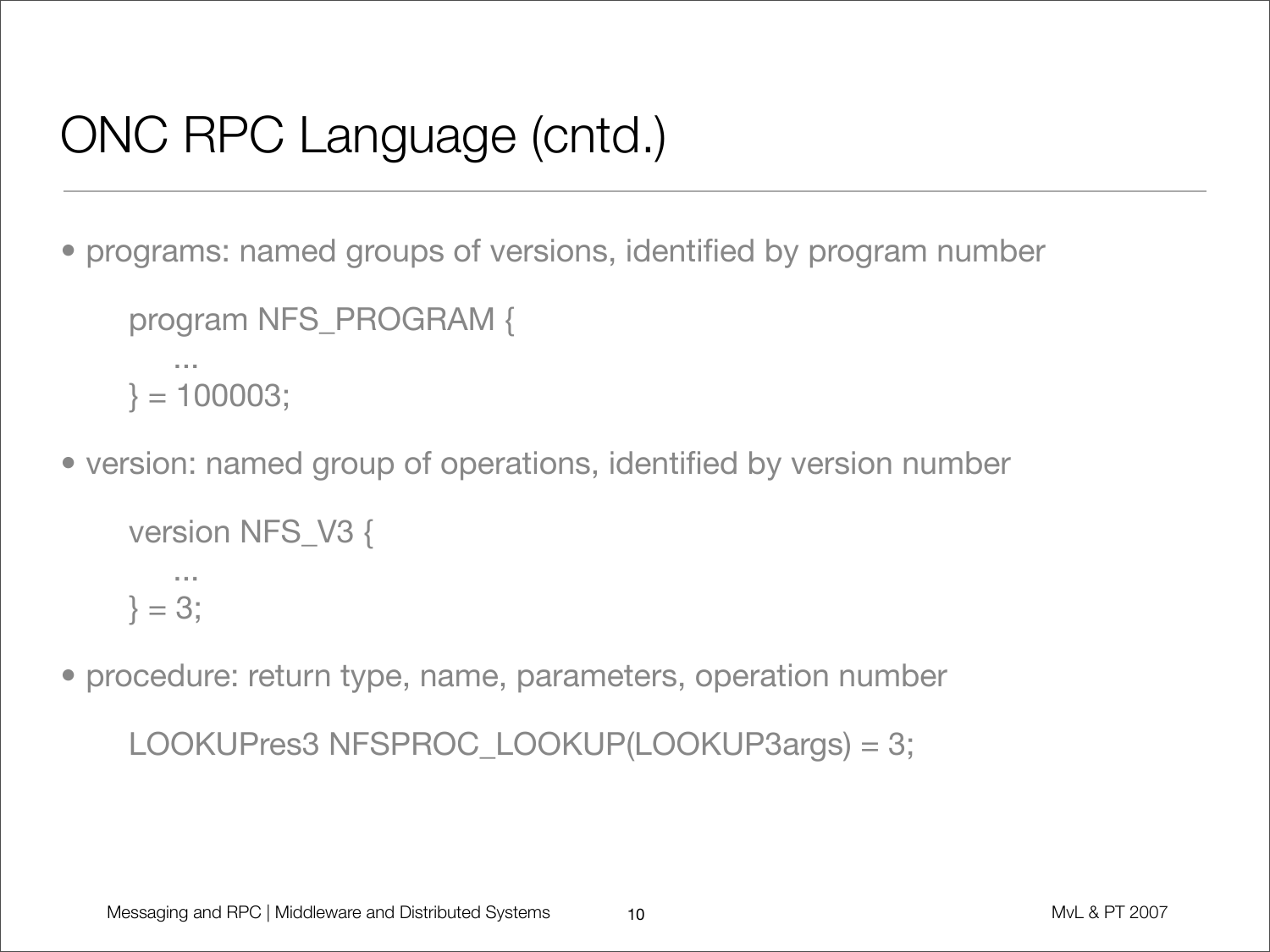# ONC RPC Language (cntd.)

- programs: named groups of versions, identified by program number

```
program NFS_PROGRAM {
    ...
} = 100003;
```

- version: named group of operations, identified by version number

```
version NFS_V3 {
    ...
} = 3;
```

- procedure: return type, name, parameters, operation number

```
LOOKUPres3 NFSPROC_LOOKUP(LOOKUP3args) = 3;
```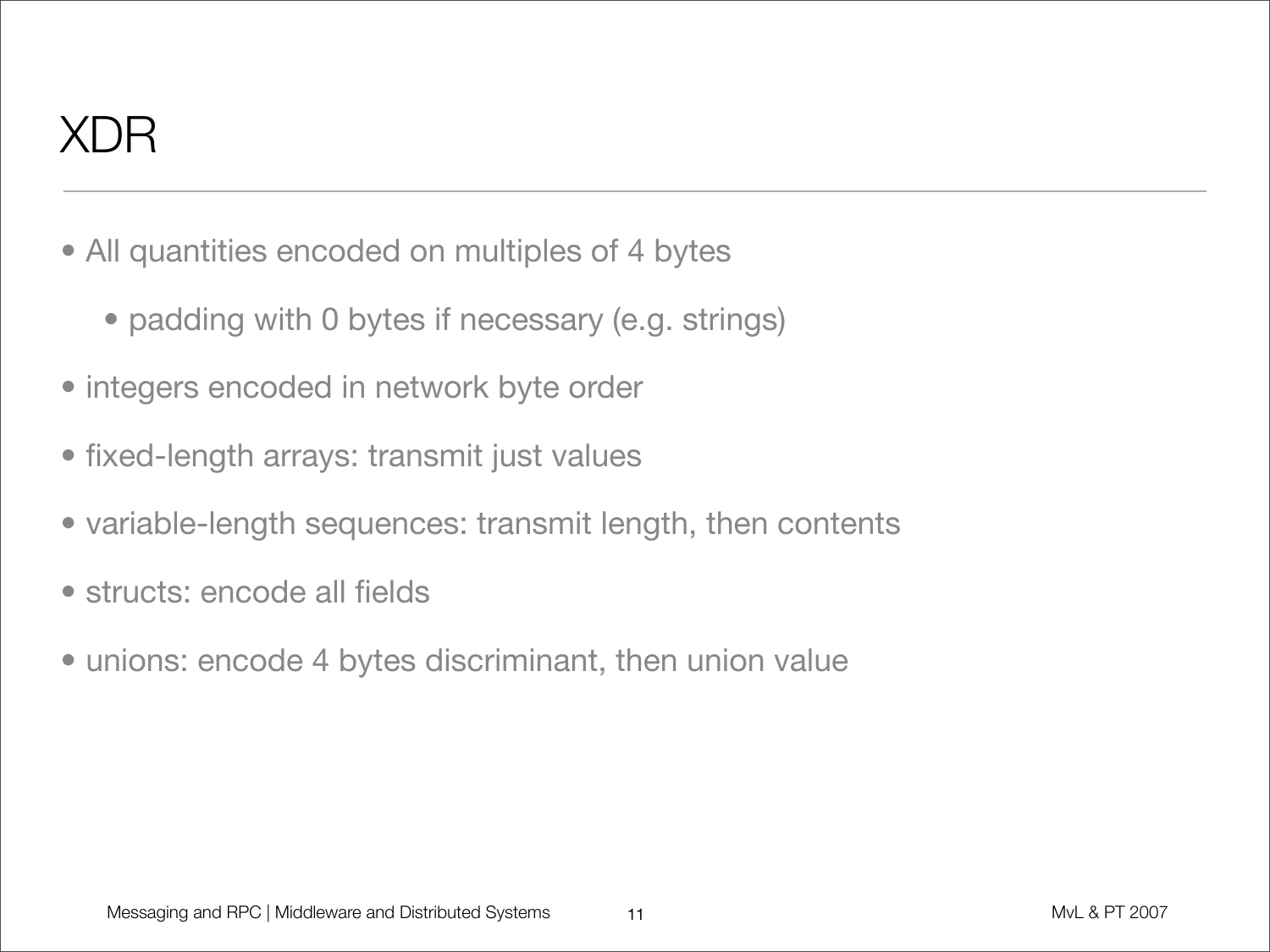# XDR

- All quantities encoded on multiples of 4 bytes
  - padding with 0 bytes if necessary (e.g. strings)
- integers encoded in network byte order
- fixed-length arrays: transmit just values
- variable-length sequences: transmit length, then contents
- structs: encode all fields
- unions: encode 4 bytes discriminant, then union value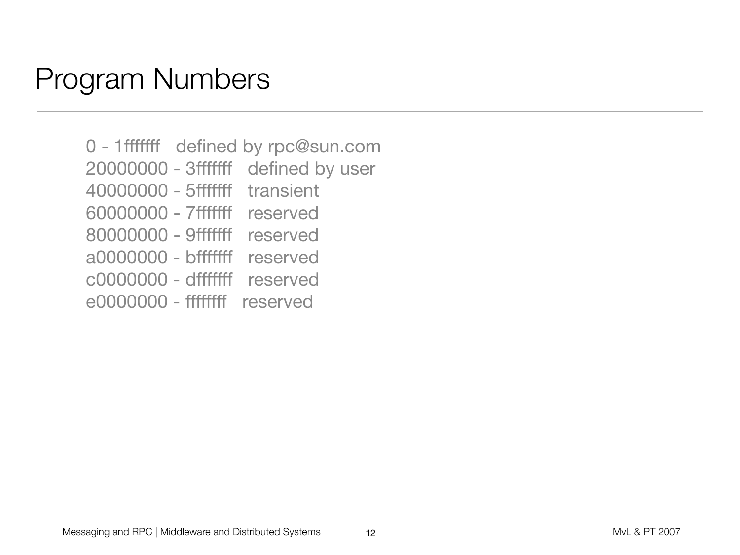# Program Numbers

0 - 1fffffff defined by rpc@sun.com
20000000 - 3fffffff defined by user
40000000 - 5fffffff transient
60000000 - 7fffffff reserved
80000000 - 9fffffff reserved
a0000000 - bfffffff reserved
c0000000 - dfffffff reserved
e0000000 - ffffffff reserved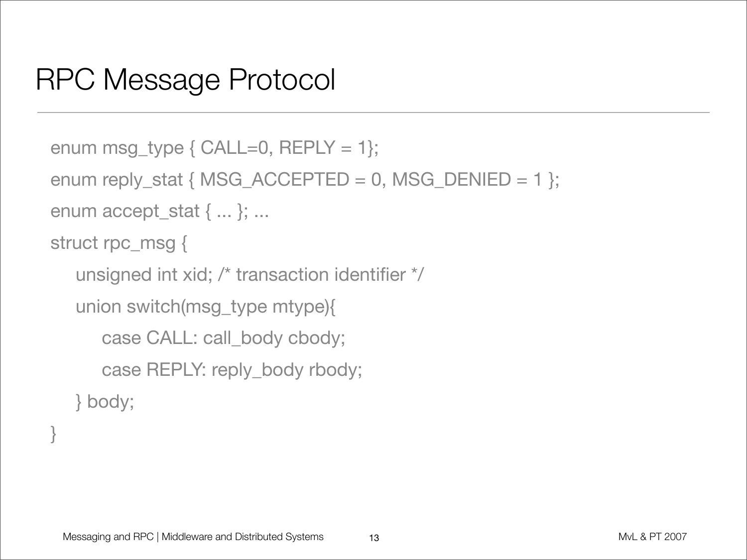# RPC Message Protocol

```
enum msg_type { CALL=0, REPLY = 1};
enum reply_stat { MSG_ACCEPTED = 0, MSG_DENIED = 1 };
enum accept_stat { ... }; ...
struct rpc_msg {
    unsigned int xid; /* transaction identifier */
    union switch(msg_type mtype){
        case CALL: call_body cbody;
        case REPLY: reply_body rbody;
    } body;
}
```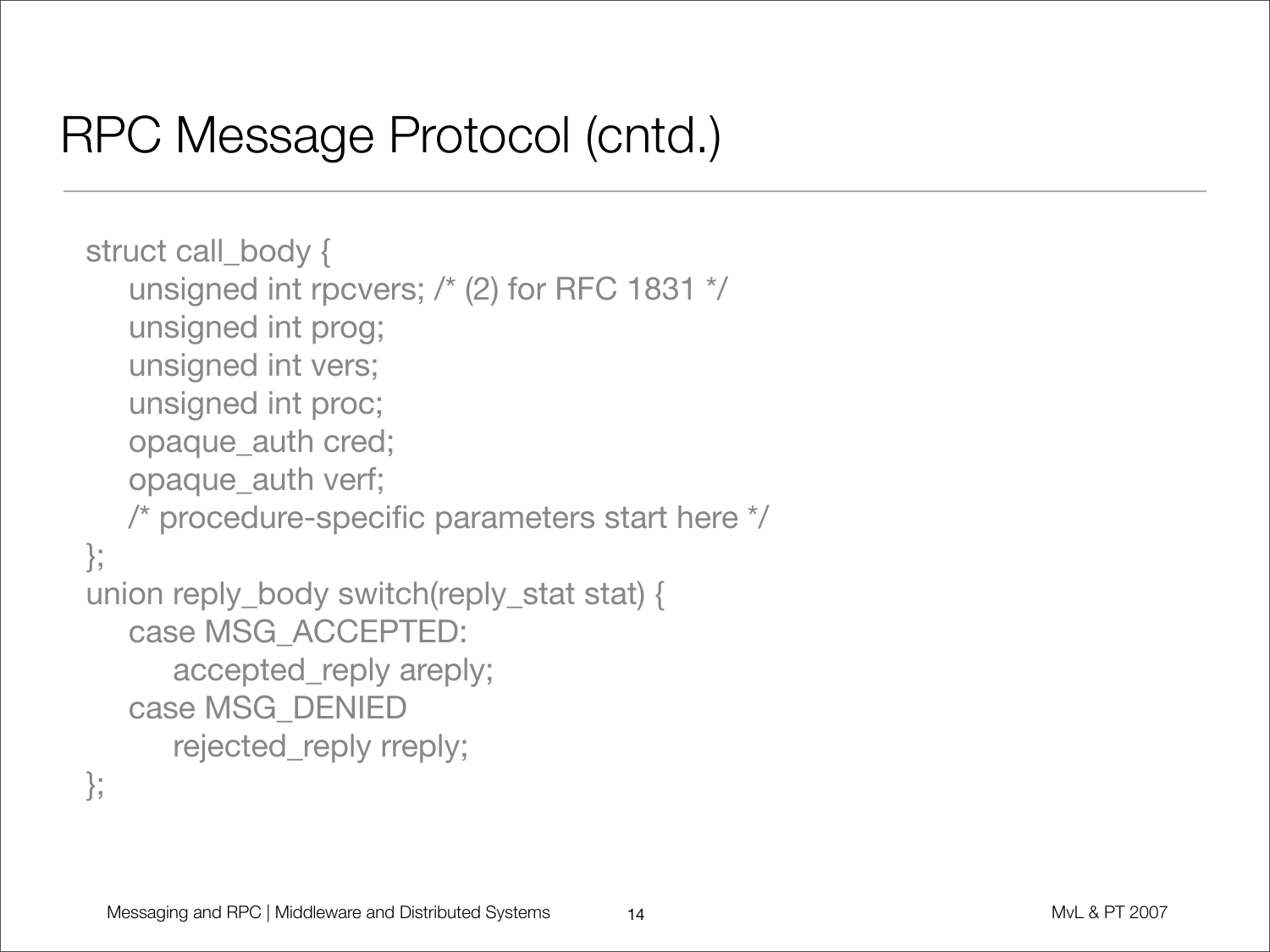# RPC Message Protocol (cntd.)

```
struct call_body {
    unsigned int rpcvers; /* (2) for RFC 1831 */
    unsigned int prog;
    unsigned int vers;
    unsigned int proc;
    opaque_auth cred;
    opaque_auth verf;
    /* procedure-specific parameters start here */
};
union reply_body switch(reply_stat stat) {
    case MSG_ACCEPTED:
        accepted_reply areply;
    case MSG_DENIED
        rejected_reply rreply;
};
```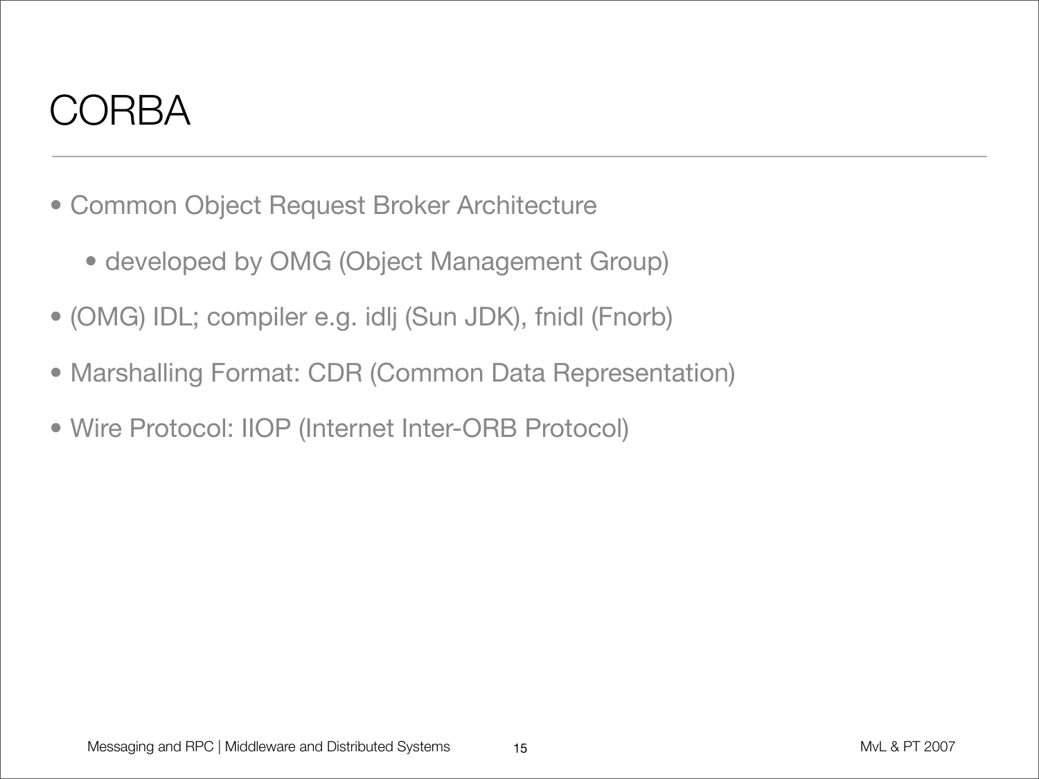# CORBA

- Common Object Request Broker Architecture
  - developed by OMG (Object Management Group)
- (OMG) IDL; compiler e.g. idlj (Sun JDK), fnidl (Fnorb)
- Marshalling Format: CDR (Common Data Representation)
- Wire Protocol: IIOP (Internet Inter-ORB Protocol)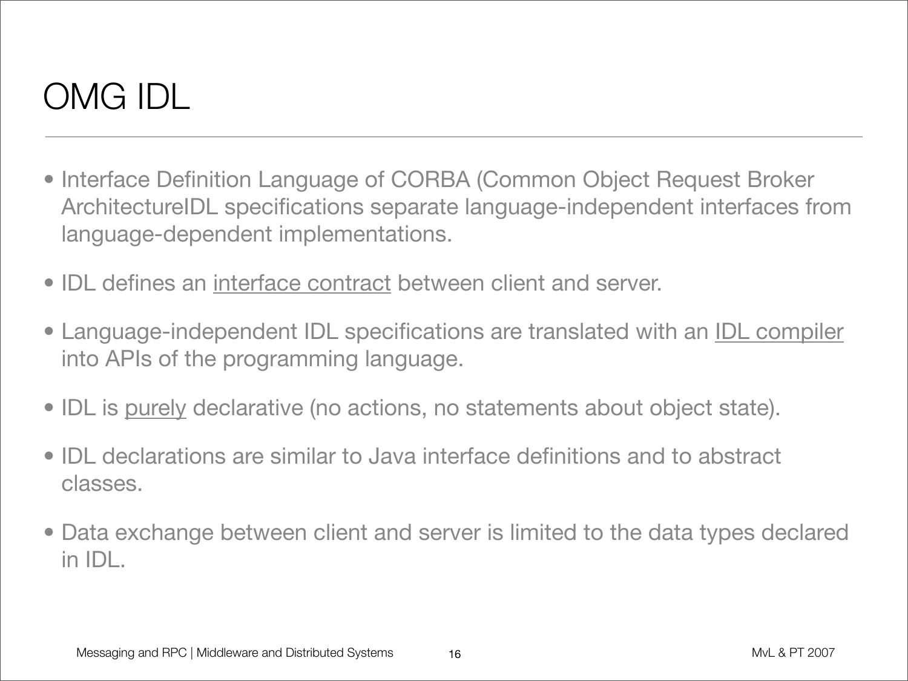# OMG IDL

- Interface Definition Language of CORBA (Common Object Request Broker ArchitectureIDL specifications separate language-independent interfaces from language-dependent implementations.
- IDL defines an <u>interface contract</u> between client and server.
- Language-independent IDL specifications are translated with an <u>IDL compiler</u> into APIs of the programming language.
- IDL is <u>purely</u> declarative (no actions, no statements about object state).
- IDL declarations are similar to Java interface definitions and to abstract classes.
- Data exchange between client and server is limited to the data types declared in IDL.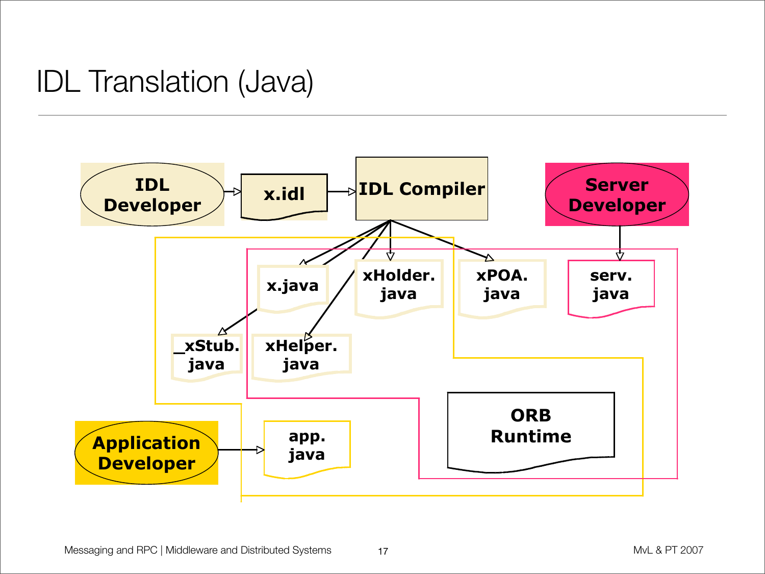# IDL Translation (Java)

IDL Developer → x.idl → IDL Compiler

IDL Compiler → x.java, xHolder.java, xPOA.java, _xStub.java, xHelper.java

Server Developer → serv.java

Application Developer → app.java

ORB Runtime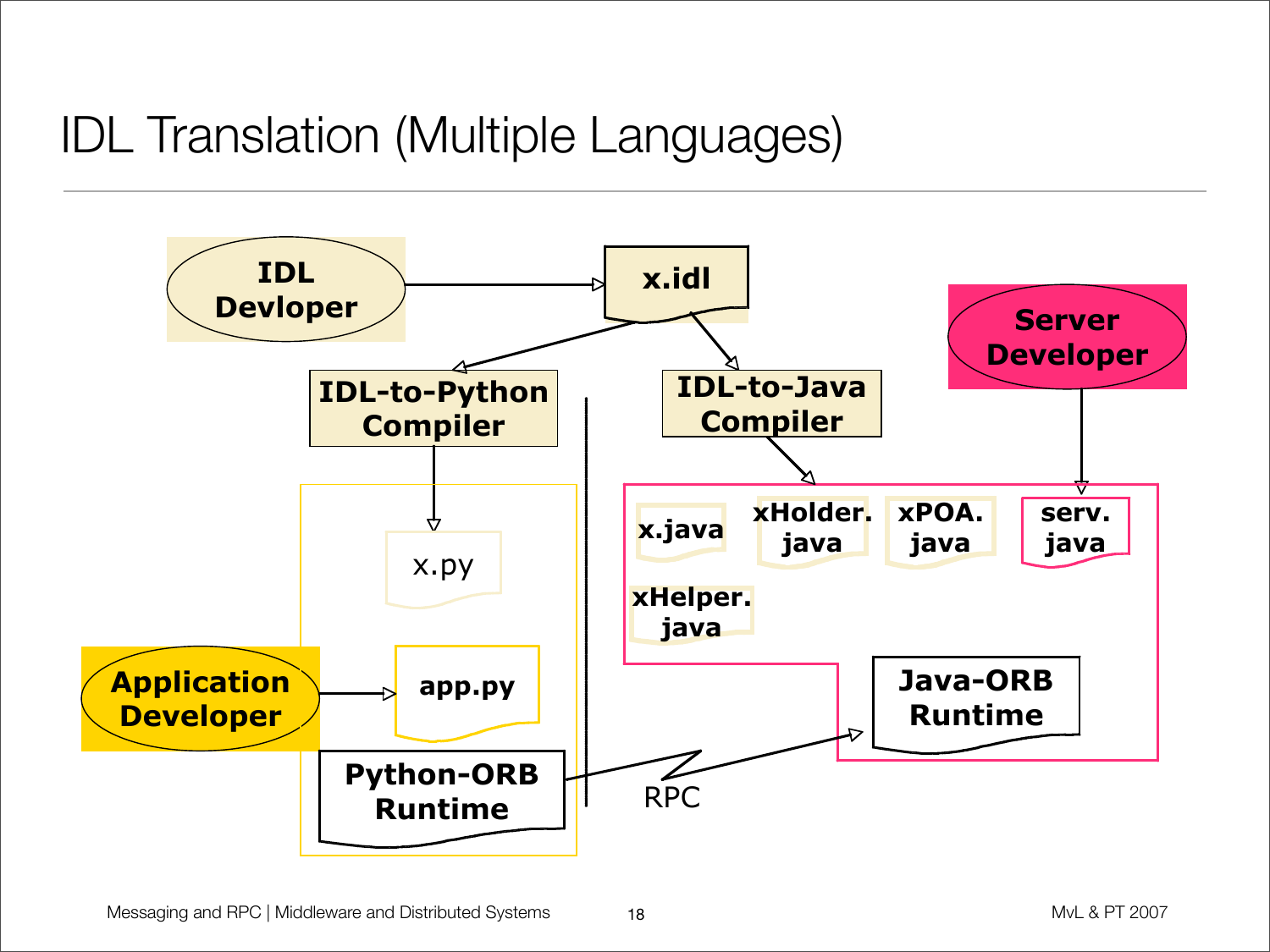# IDL Translation (Multiple Languages)

IDL Devloper

x.idl

Server Developer

IDL-to-Python Compiler

IDL-to-Java Compiler

x.py

x.java

xHolder.java

xPOA.java

serv.java

xHelper.java

Application Developer

app.py

Java-ORB Runtime

Python-ORB Runtime

RPC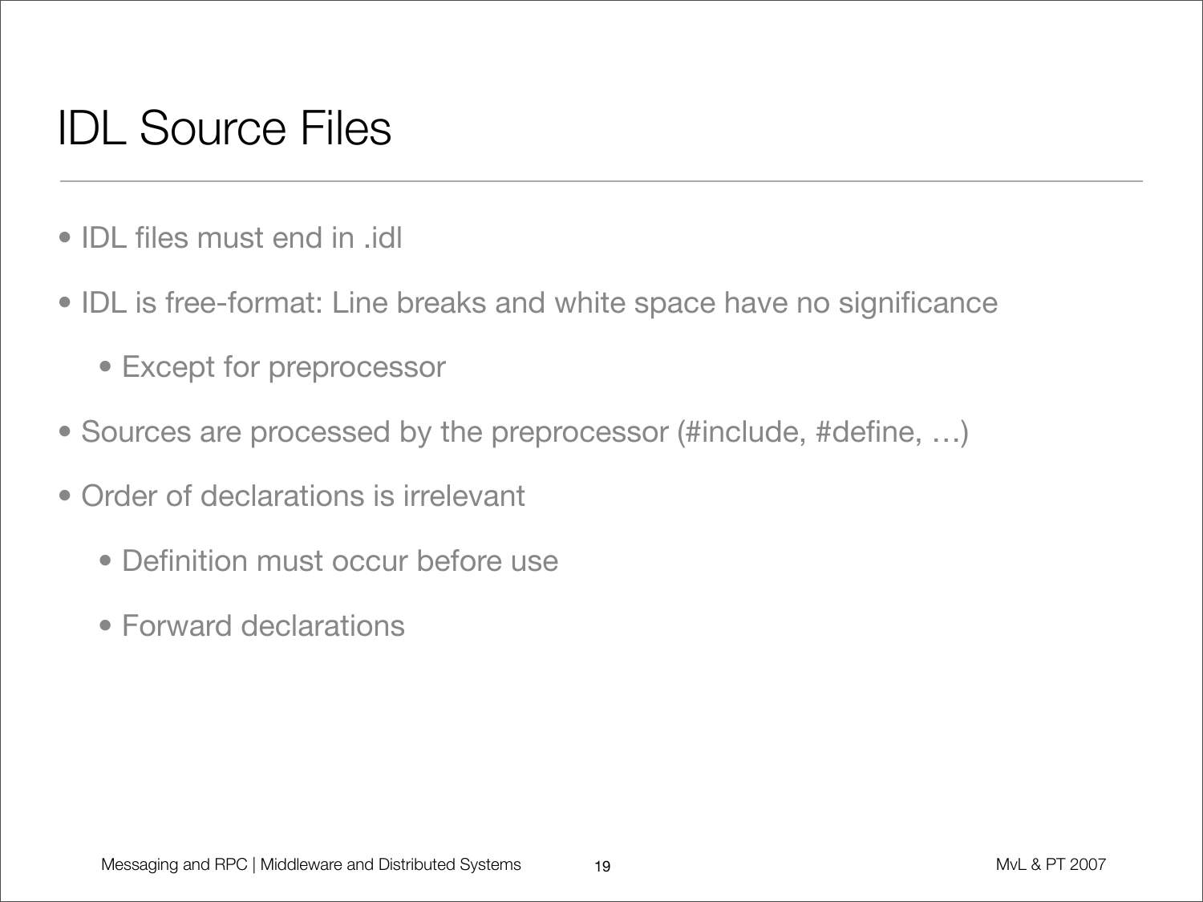# IDL Source Files

- IDL files must end in .idl
- IDL is free-format: Line breaks and white space have no significance
  - Except for preprocessor
- Sources are processed by the preprocessor (#include, #define, …)
- Order of declarations is irrelevant
  - Definition must occur before use
  - Forward declarations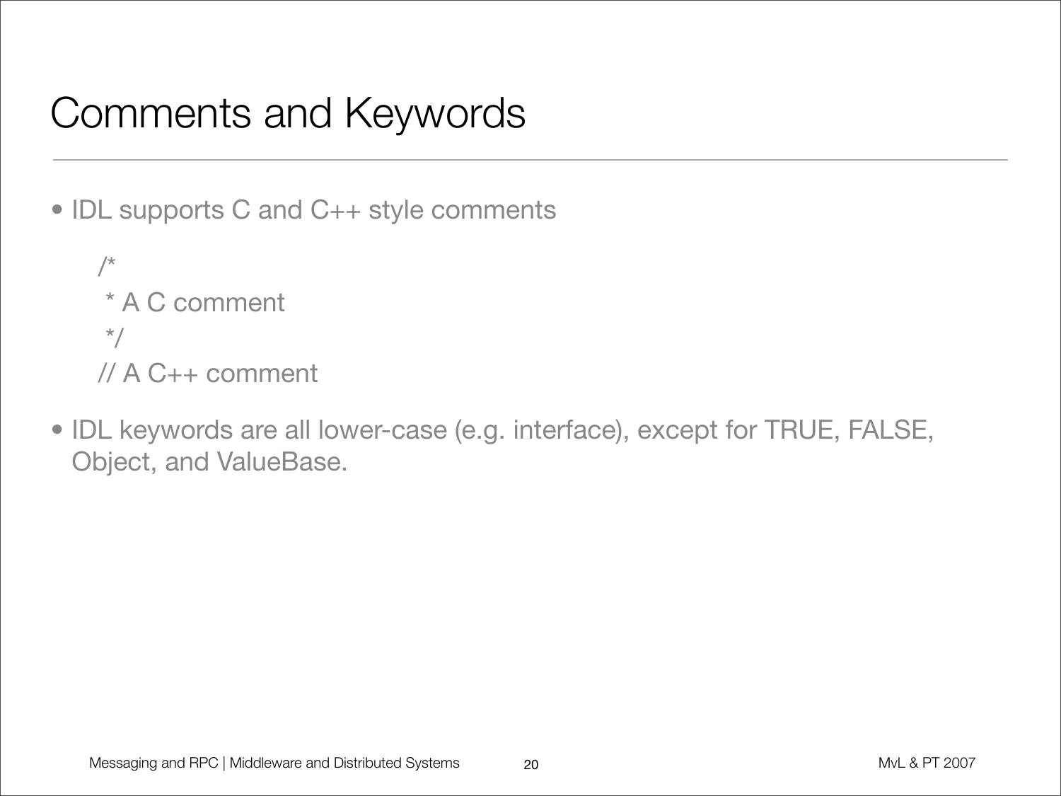# Comments and Keywords

- IDL supports C and C++ style comments

```
/*
 * A C comment
 */
// A C++ comment
```

- IDL keywords are all lower-case (e.g. interface), except for TRUE, FALSE, Object, and ValueBase.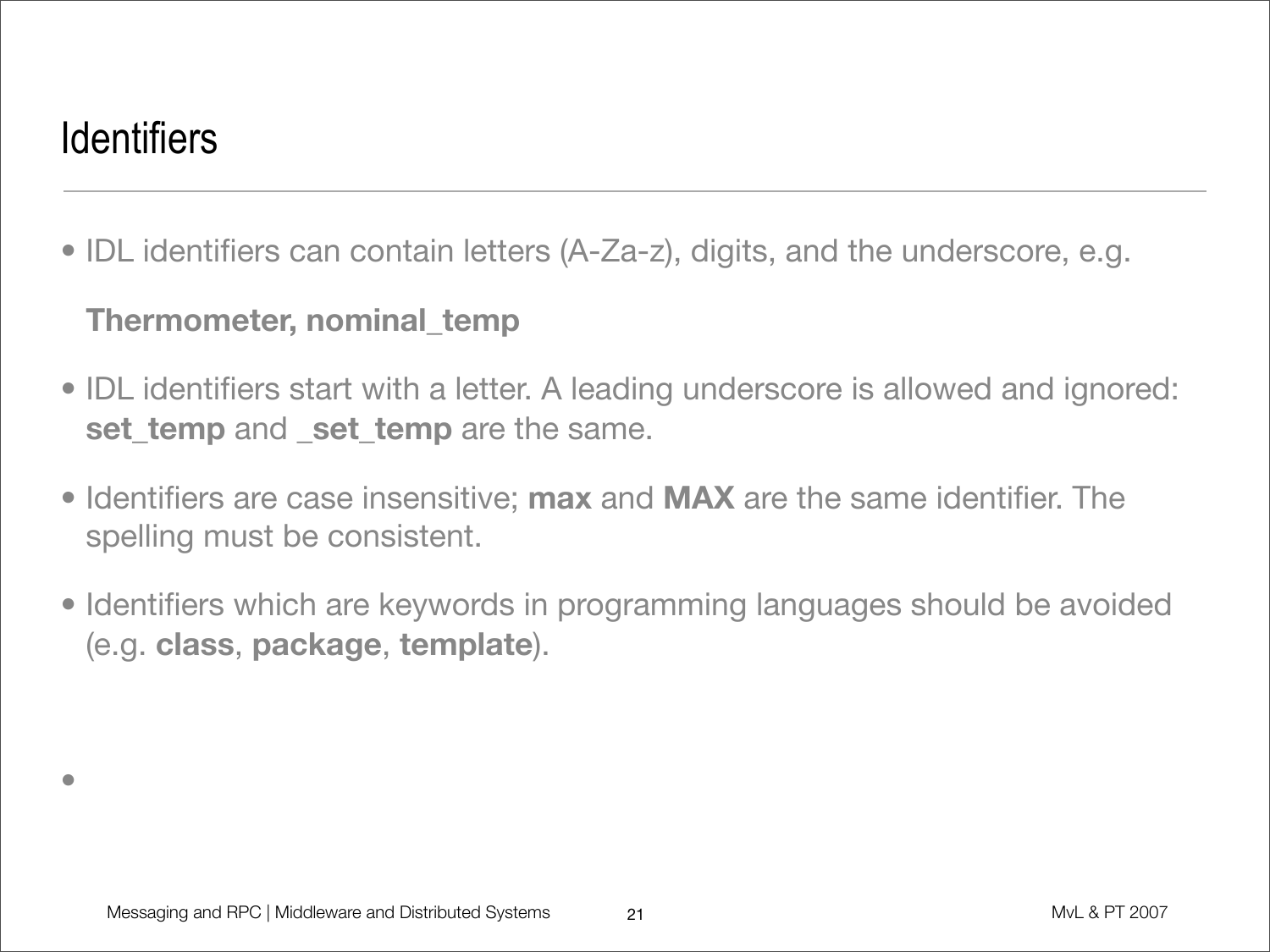# Identifiers

- IDL identifiers can contain letters (A-Za-z), digits, and the underscore, e.g.

  **Thermometer, nominal_temp**

- IDL identifiers start with a letter. A leading underscore is allowed and ignored: **set_temp** and _**set_temp** are the same.
- Identifiers are case insensitive; **max** and **MAX** are the same identifier. The spelling must be consistent.
- Identifiers which are keywords in programming languages should be avoided (e.g. **class**, **package**, **template**).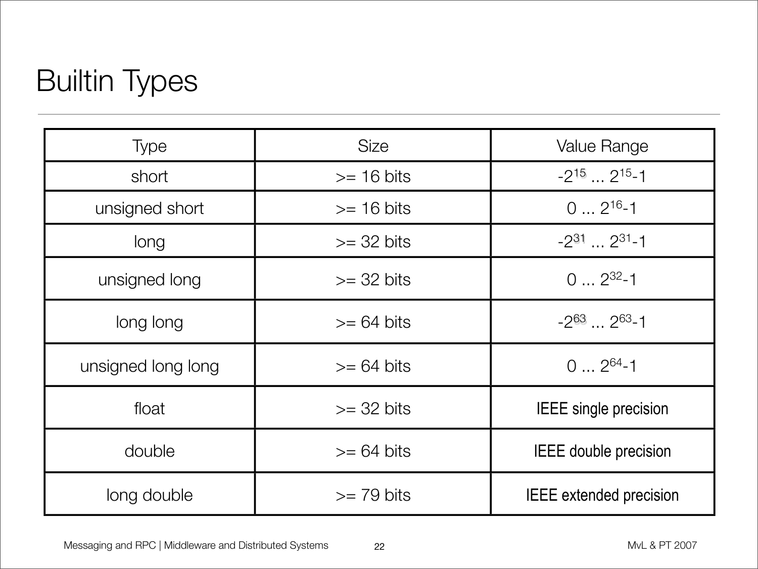# Builtin Types

| Type | Size | Value Range |
|---|---|---|
| short | >= 16 bits | $-2^{15} \ldots 2^{15}-1$ |
| unsigned short | >= 16 bits | $0 \ldots 2^{16}-1$ |
| long | >= 32 bits | $-2^{31} \ldots 2^{31}-1$ |
| unsigned long | >= 32 bits | $0 \ldots 2^{32}-1$ |
| long long | >= 64 bits | $-2^{63} \ldots 2^{63}-1$ |
| unsigned long long | >= 64 bits | $0 \ldots 2^{64}-1$ |
| float | >= 32 bits | IEEE single precision |
| double | >= 64 bits | IEEE double precision |
| long double | >= 79 bits | IEEE extended precision |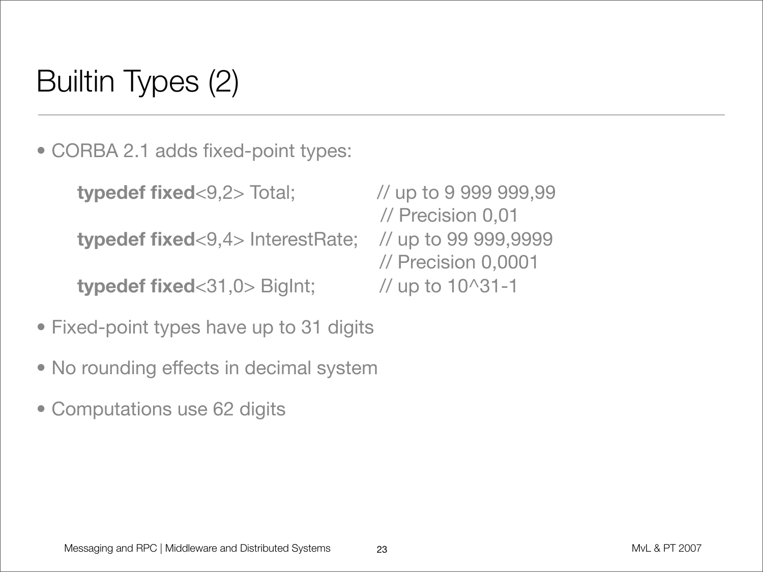# Builtin Types (2)

- CORBA 2.1 adds fixed-point types:

```
typedef fixed<9,2> Total;          // up to 9 999 999,99
                                   // Precision 0,01
typedef fixed<9,4> InterestRate;   // up to 99 999,9999
                                   // Precision 0,0001
typedef fixed<31,0> BigInt;        // up to 10^31-1
```

- Fixed-point types have up to 31 digits
- No rounding effects in decimal system
- Computations use 62 digits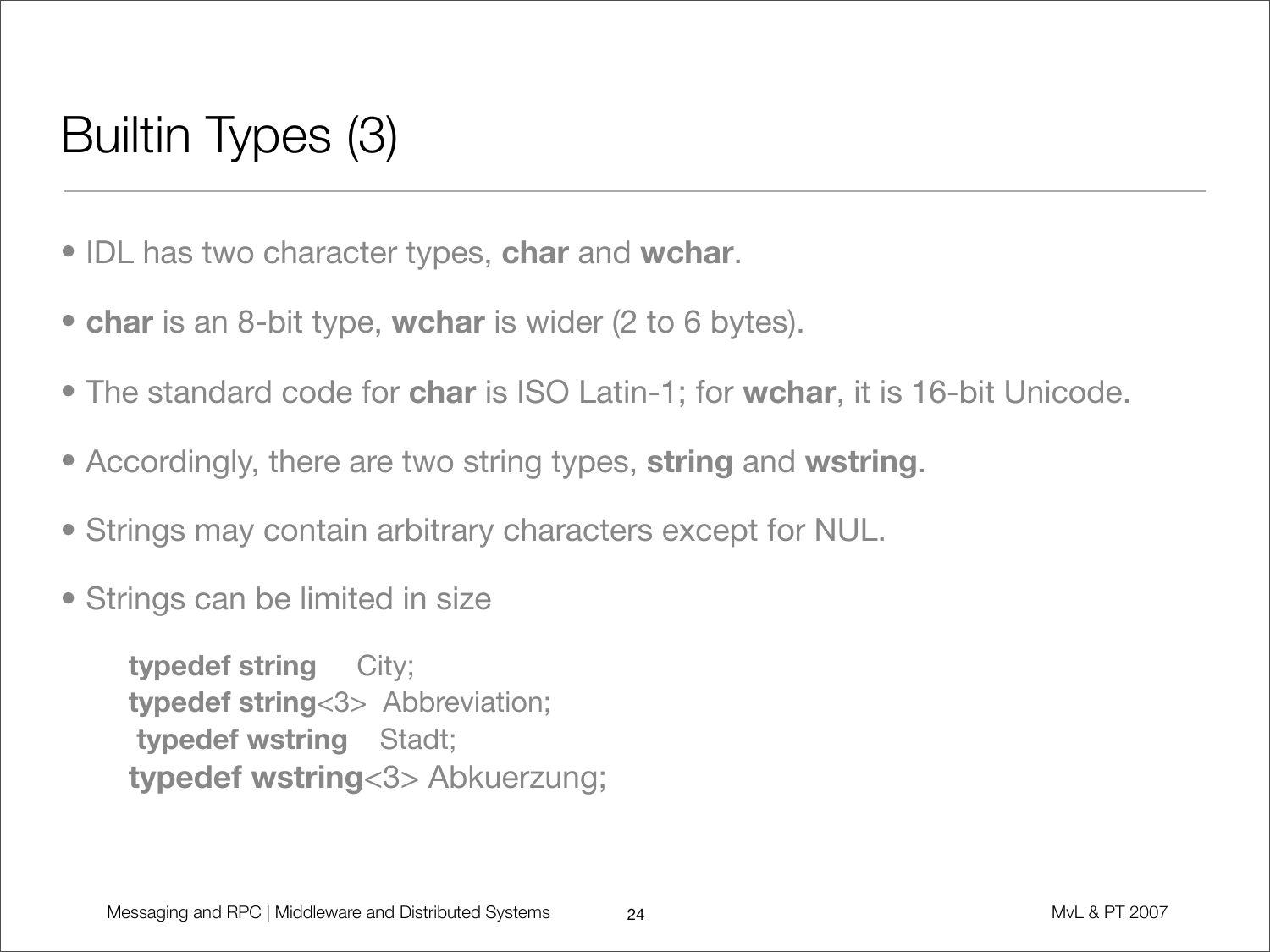# Builtin Types (3)

- IDL has two character types, **char** and **wchar**.
- **char** is an 8-bit type, **wchar** is wider (2 to 6 bytes).
- The standard code for **char** is ISO Latin-1; for **wchar**, it is 16-bit Unicode.
- Accordingly, there are two string types, **string** and **wstring**.
- Strings may contain arbitrary characters except for NUL.
- Strings can be limited in size

```
typedef string     City;
typedef string<3>  Abbreviation;
typedef wstring    Stadt;
typedef wstring<3> Abkuerzung;
```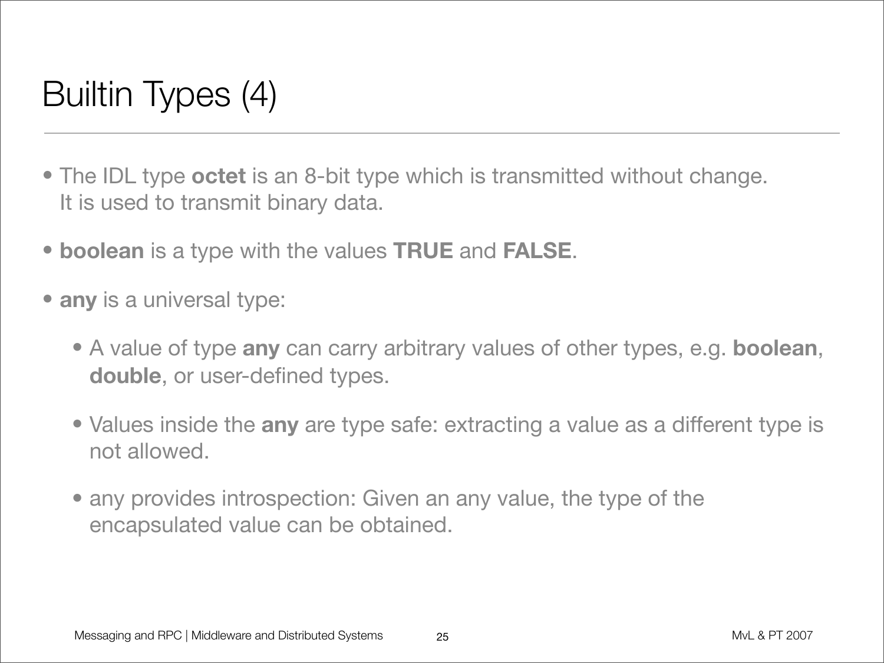# Builtin Types (4)

- The IDL type **octet** is an 8-bit type which is transmitted without change. It is used to transmit binary data.
- **boolean** is a type with the values **TRUE** and **FALSE**.
- **any** is a universal type:
  - A value of type **any** can carry arbitrary values of other types, e.g. **boolean**, **double**, or user-defined types.
  - Values inside the **any** are type safe: extracting a value as a different type is not allowed.
  - any provides introspection: Given an any value, the type of the encapsulated value can be obtained.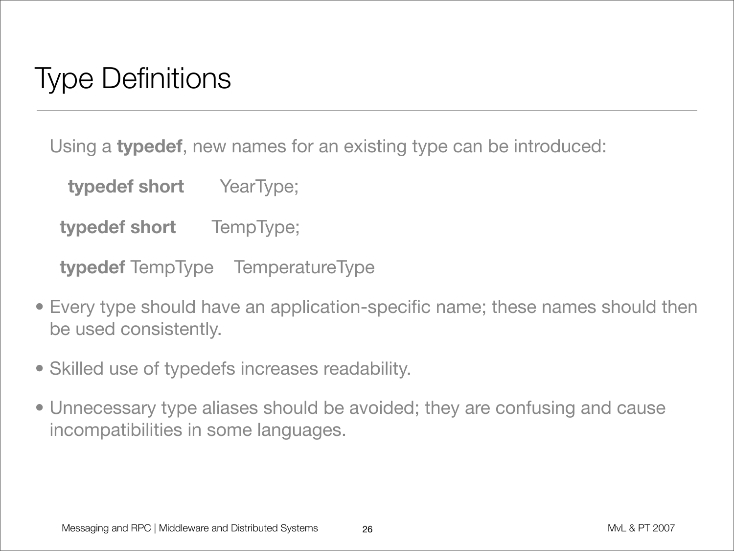# Type Definitions

Using a **typedef**, new names for an existing type can be introduced:

```
typedef short      YearType;

typedef short      TempType;

typedef TempType   TemperatureType
```

- Every type should have an application-specific name; these names should then be used consistently.
- Skilled use of typedefs increases readability.
- Unnecessary type aliases should be avoided; they are confusing and cause incompatibilities in some languages.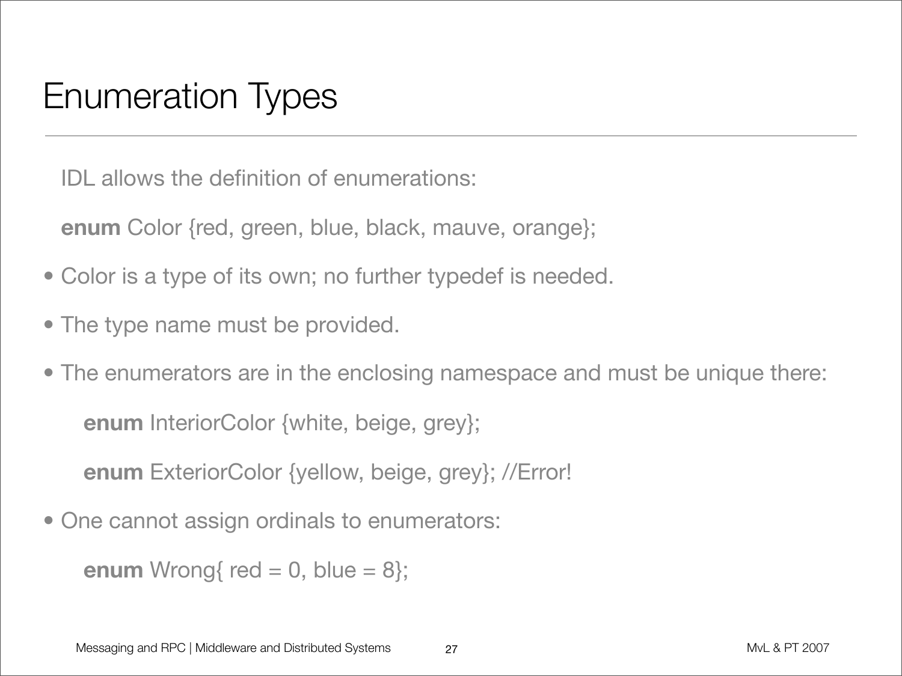# Enumeration Types

IDL allows the definition of enumerations:

**enum** Color {red, green, blue, black, mauve, orange};

- Color is a type of its own; no further typedef is needed.
- The type name must be provided.
- The enumerators are in the enclosing namespace and must be unique there:

  **enum** InteriorColor {white, beige, grey};

  **enum** ExteriorColor {yellow, beige, grey}; //Error!

- One cannot assign ordinals to enumerators:

  **enum** Wrong{ red = 0, blue = 8};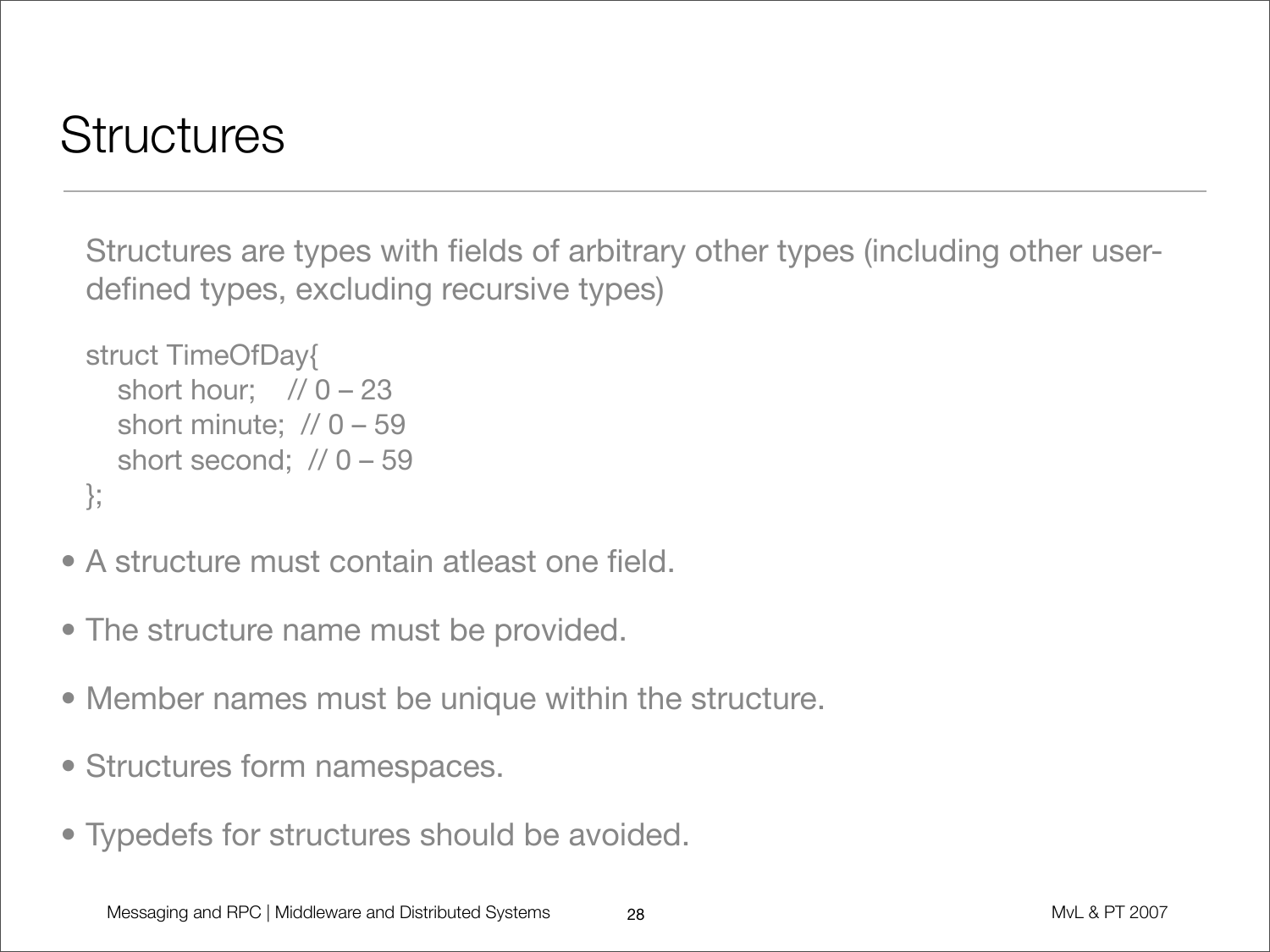# Structures

Structures are types with fields of arbitrary other types (including other user-defined types, excluding recursive types)

```
struct TimeOfDay{
   short hour;    // 0 – 23
   short minute;  // 0 – 59
   short second;  // 0 – 59
};
```

- A structure must contain atleast one field.
- The structure name must be provided.
- Member names must be unique within the structure.
- Structures form namespaces.
- Typedefs for structures should be avoided.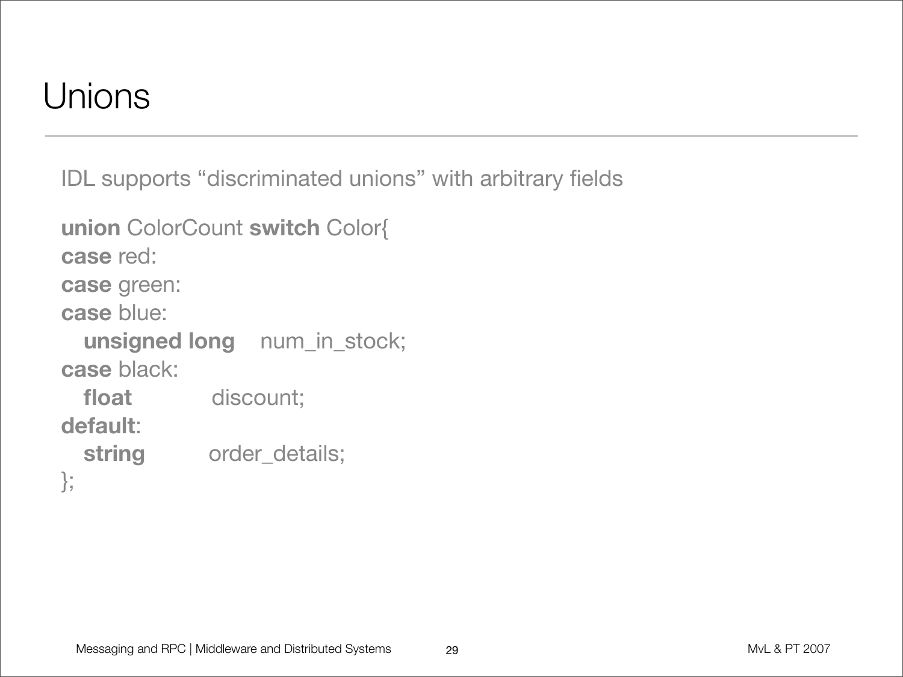# Unions

IDL supports "discriminated unions" with arbitrary fields

```
union ColorCount switch Color{
case red:
case green:
case blue:
   unsigned long    num_in_stock;
case black:
   float            discount;
default:
   string           order_details;
};
```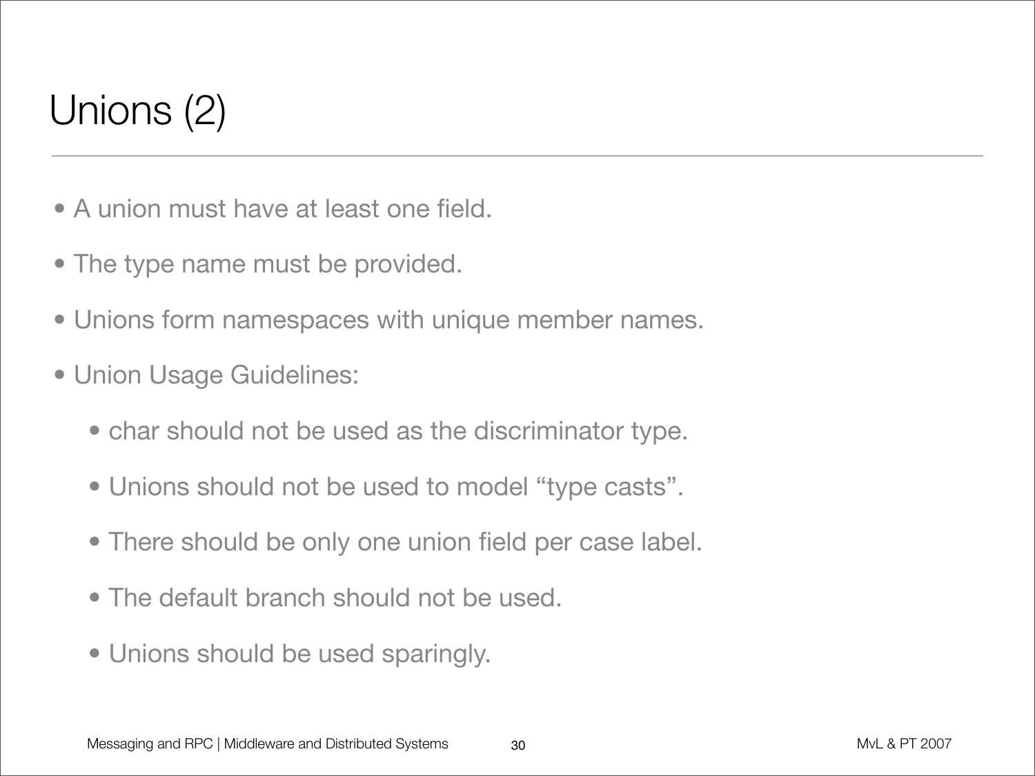# Unions (2)

- A union must have at least one field.
- The type name must be provided.
- Unions form namespaces with unique member names.
- Union Usage Guidelines:
  - char should not be used as the discriminator type.
  - Unions should not be used to model “type casts”.
  - There should be only one union field per case label.
  - The default branch should not be used.
  - Unions should be used sparingly.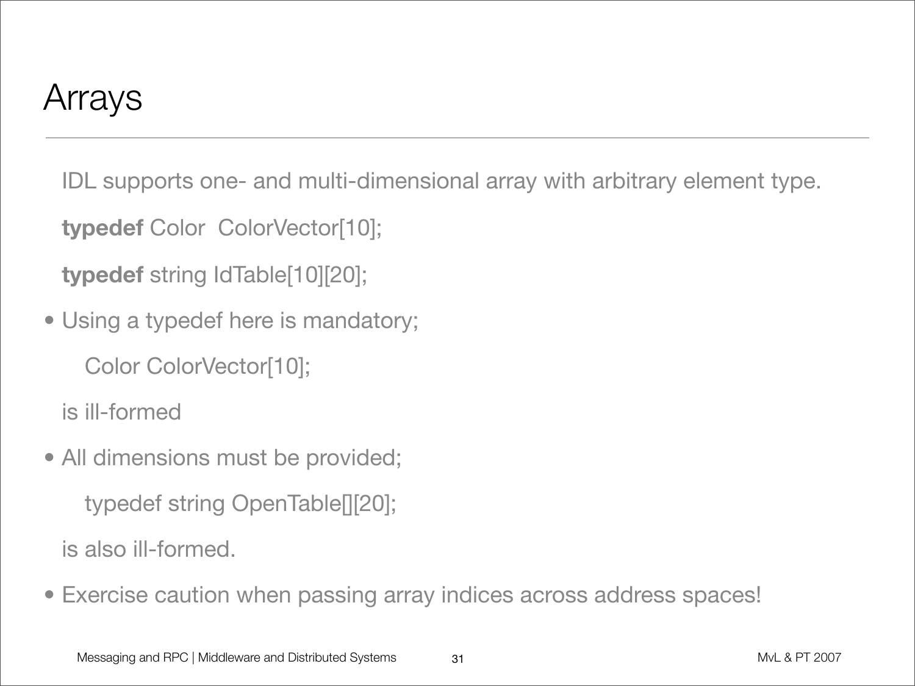# Arrays

IDL supports one- and multi-dimensional array with arbitrary element type.

```
typedef Color  ColorVector[10];

typedef string IdTable[10][20];
```

- Using a typedef here is mandatory;

  ```
  Color ColorVector[10];
  ```

  is ill-formed
- All dimensions must be provided;

  ```
  typedef string OpenTable[][20];
  ```

  is also ill-formed.
- Exercise caution when passing array indices across address spaces!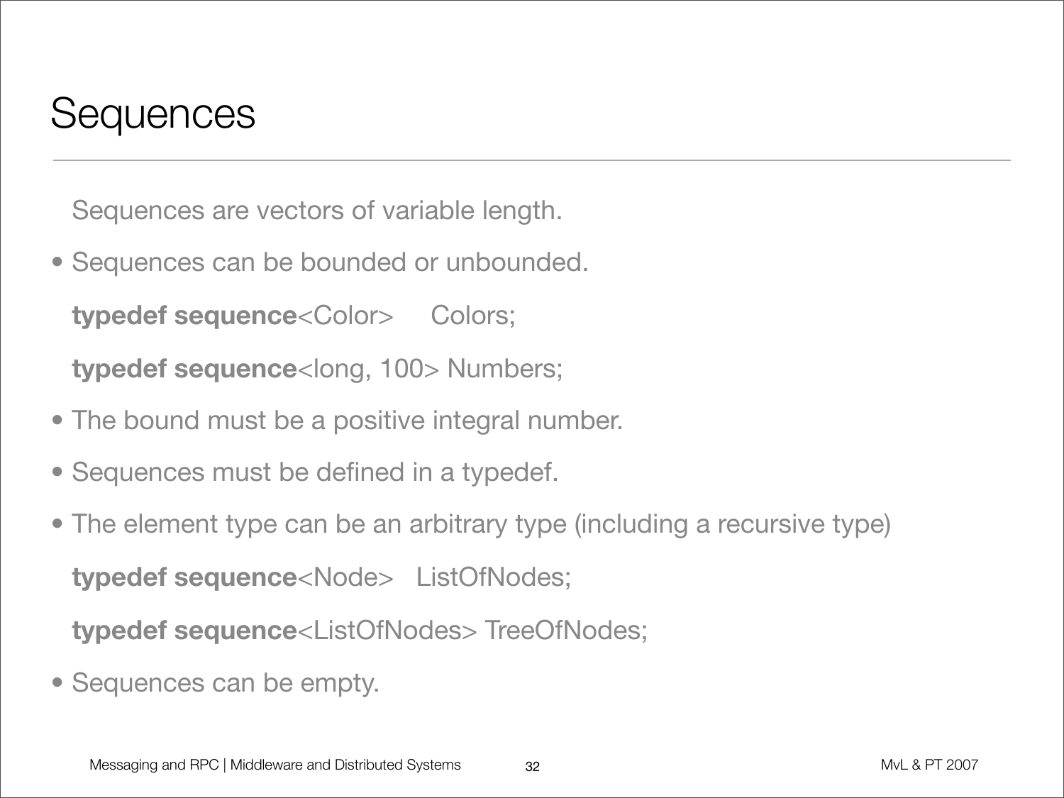# Sequences

Sequences are vectors of variable length.

- Sequences can be bounded or unbounded.

  **typedef sequence**<Color>     Colors;

  **typedef sequence**<long, 100> Numbers;

- The bound must be a positive integral number.
- Sequences must be defined in a typedef.
- The element type can be an arbitrary type (including a recursive type)

  **typedef sequence**<Node>   ListOfNodes;

  **typedef sequence**<ListOfNodes> TreeOfNodes;

- Sequences can be empty.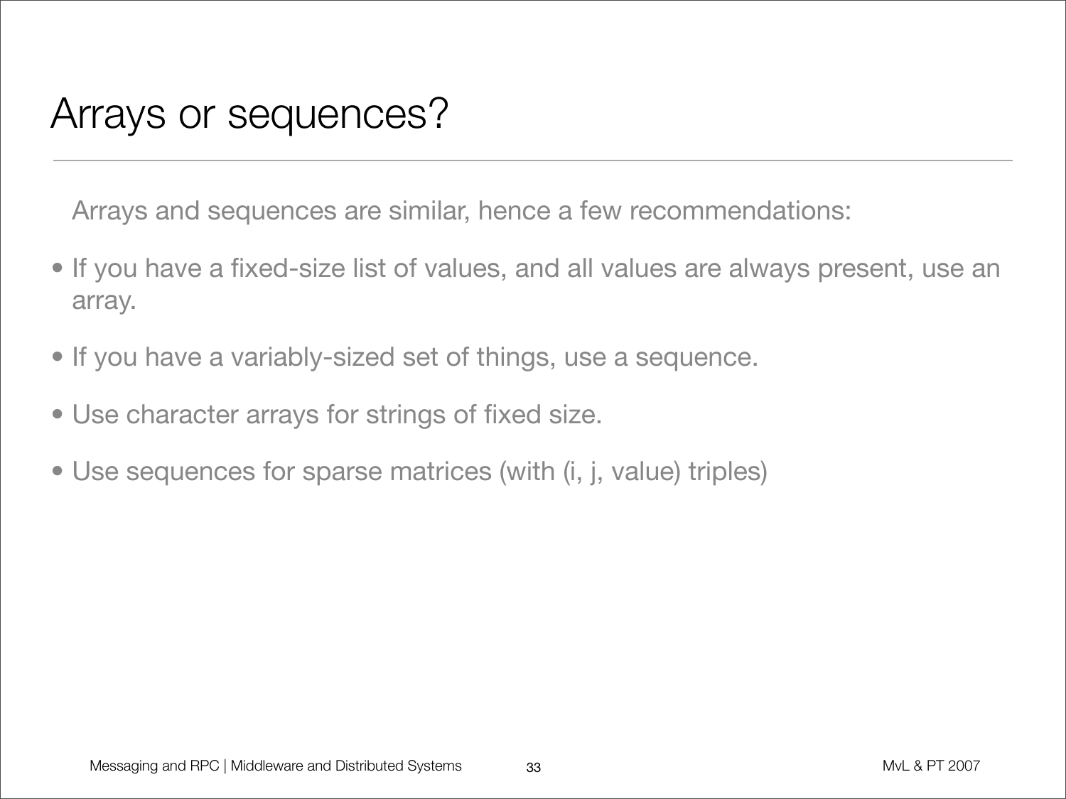# Arrays or sequences?

Arrays and sequences are similar, hence a few recommendations:

- If you have a fixed-size list of values, and all values are always present, use an array.
- If you have a variably-sized set of things, use a sequence.
- Use character arrays for strings of fixed size.
- Use sequences for sparse matrices (with (i, j, value) triples)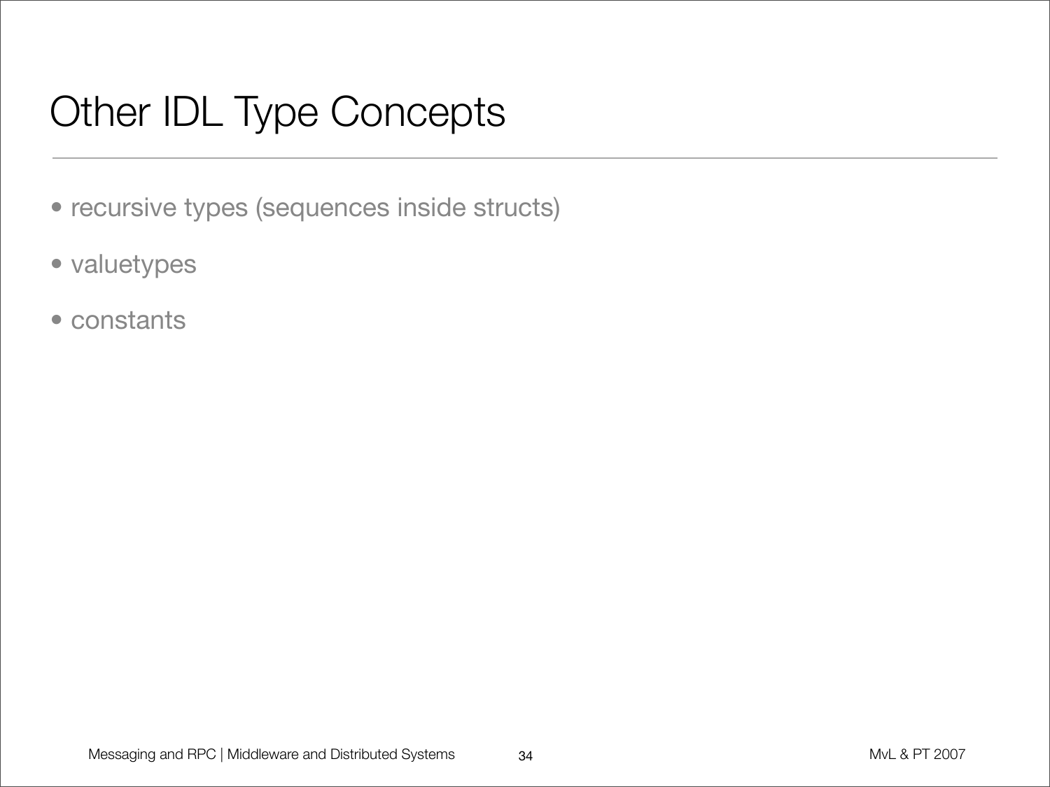# Other IDL Type Concepts

- recursive types (sequences inside structs)
- valuetypes
- constants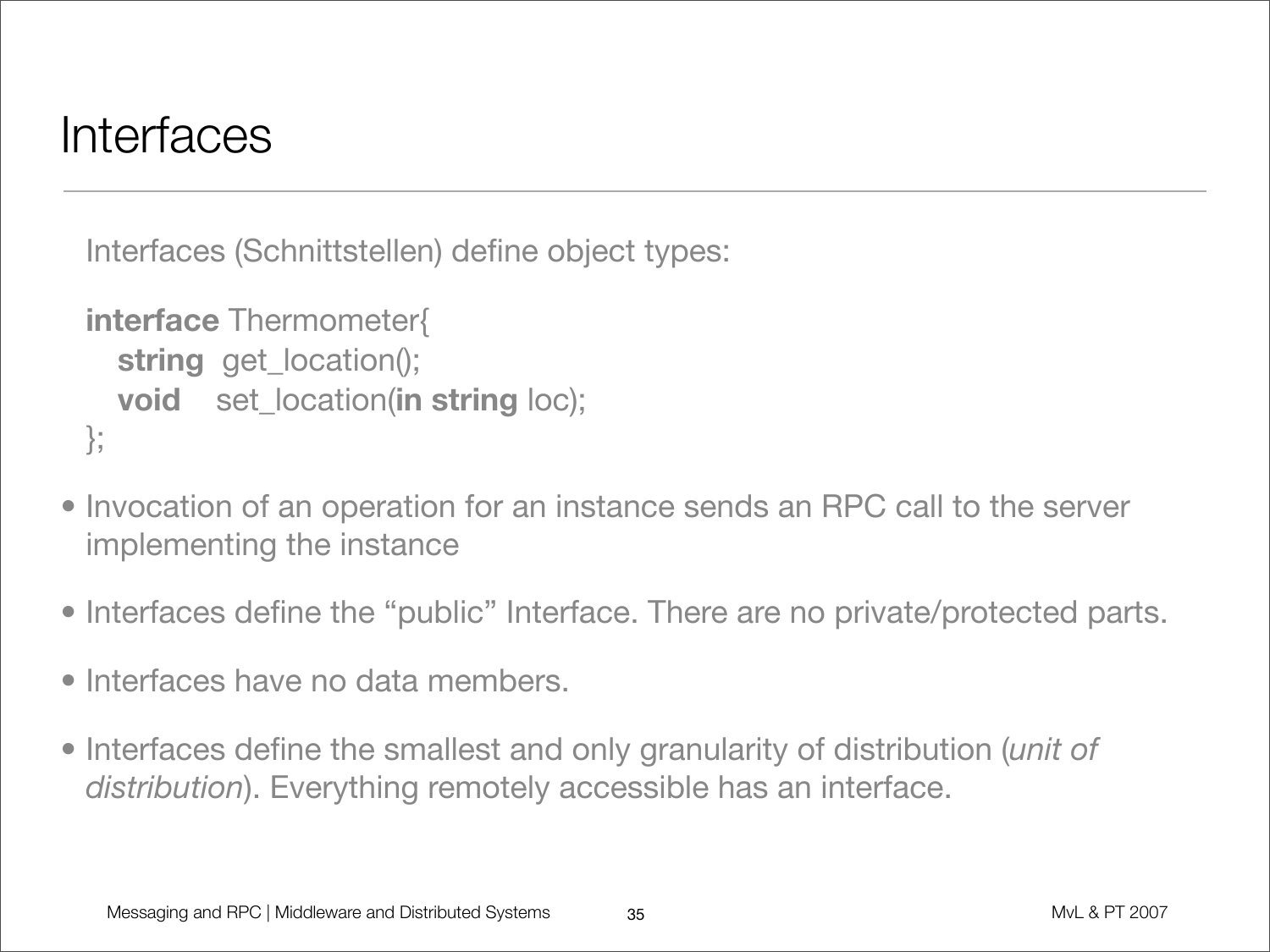# Interfaces

Interfaces (Schnittstellen) define object types:

```
interface Thermometer{
   string  get_location();
   void    set_location(in string loc);
};
```

- Invocation of an operation for an instance sends an RPC call to the server implementing the instance
- Interfaces define the “public” Interface. There are no private/protected parts.
- Interfaces have no data members.
- Interfaces define the smallest and only granularity of distribution (*unit of distribution*). Everything remotely accessible has an interface.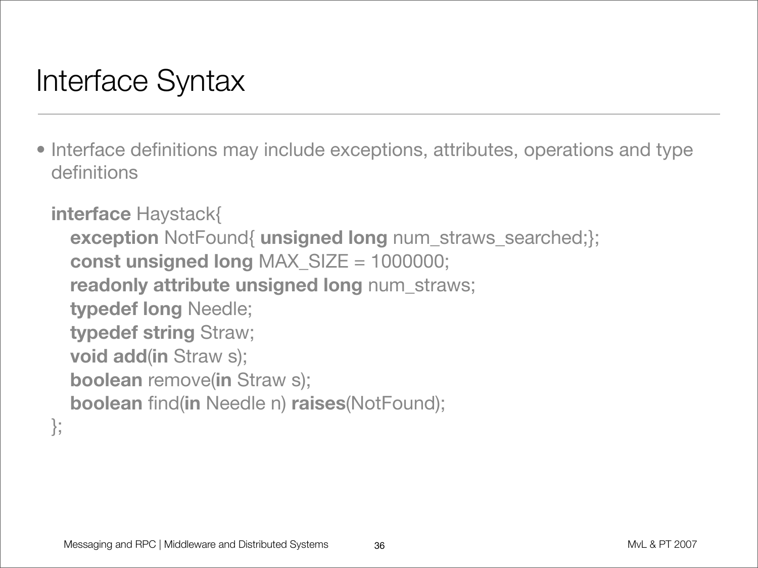# Interface Syntax

- Interface definitions may include exceptions, attributes, operations and type definitions

```
interface Haystack{
    exception NotFound{ unsigned long num_straws_searched;};
    const unsigned long MAX_SIZE = 1000000;
    readonly attribute unsigned long num_straws;
    typedef long Needle;
    typedef string Straw;
    void add(in Straw s);
    boolean remove(in Straw s);
    boolean find(in Needle n) raises(NotFound);
};
```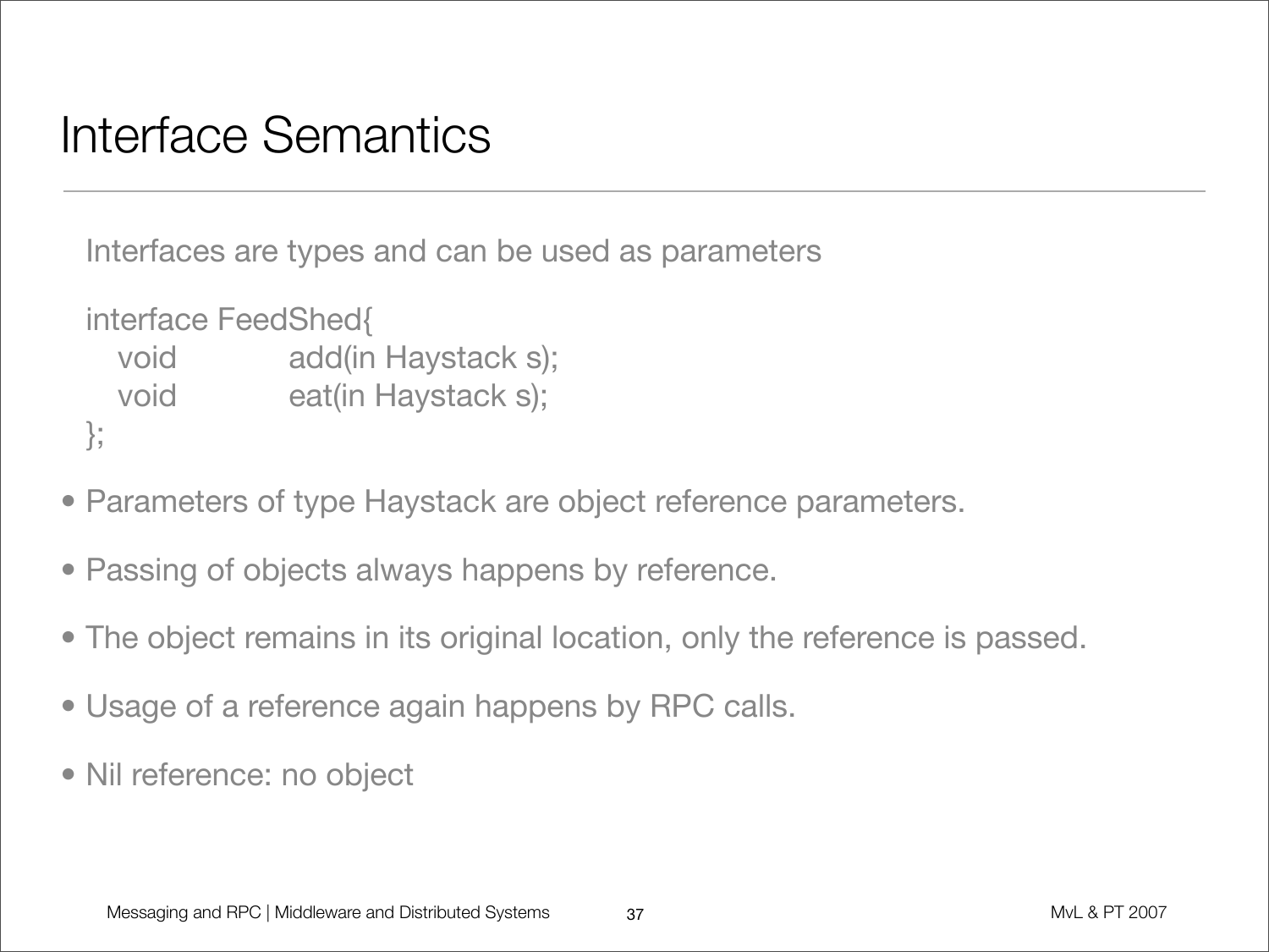# Interface Semantics

Interfaces are types and can be used as parameters

```
interface FeedShed{
   void          add(in Haystack s);
   void          eat(in Haystack s);
};
```

- Parameters of type Haystack are object reference parameters.
- Passing of objects always happens by reference.
- The object remains in its original location, only the reference is passed.
- Usage of a reference again happens by RPC calls.
- Nil reference: no object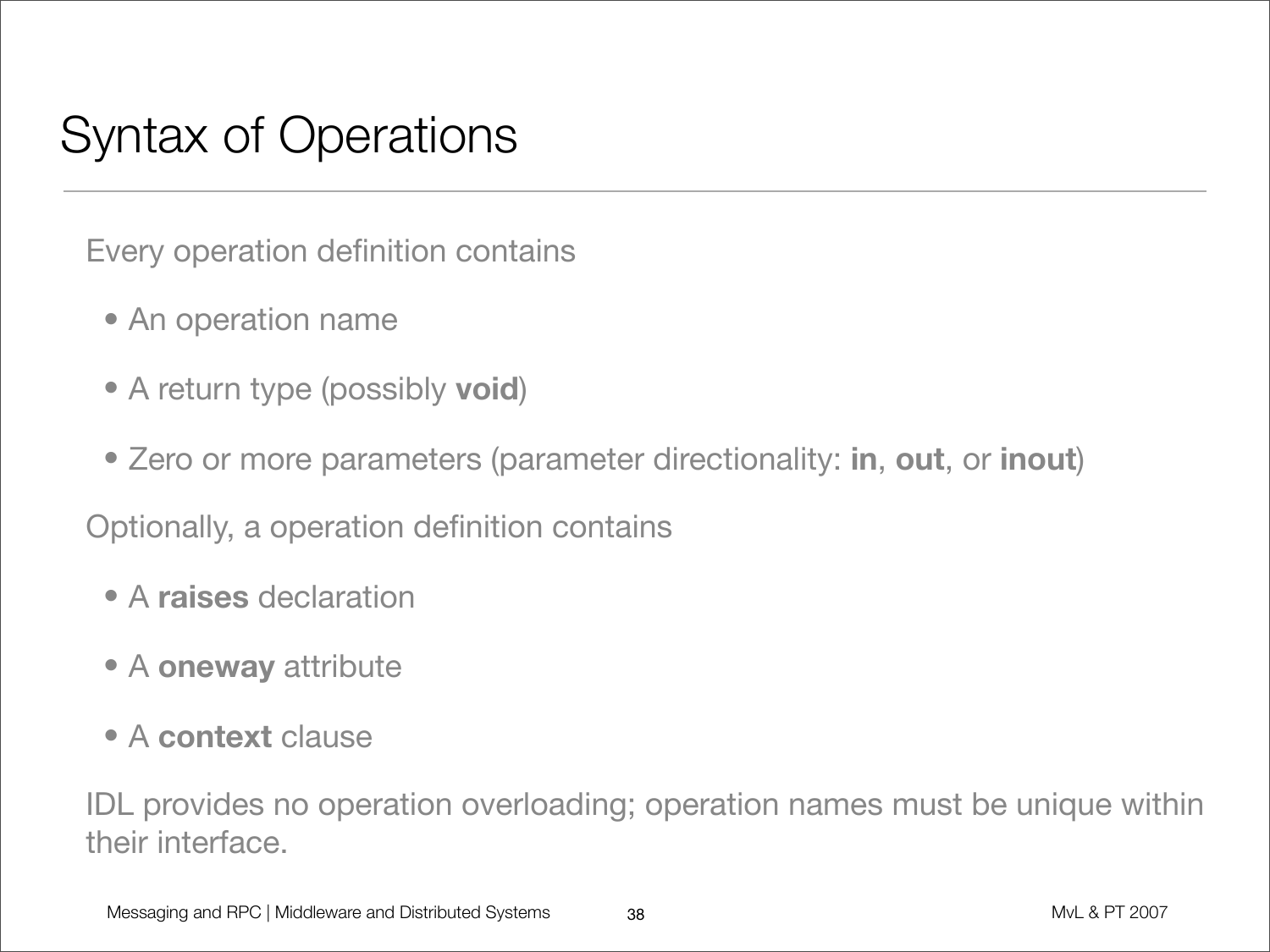# Syntax of Operations

Every operation definition contains

- An operation name
- A return type (possibly **void**)
- Zero or more parameters (parameter directionality: **in**, **out**, or **inout**)

Optionally, a operation definition contains

- A **raises** declaration
- A **oneway** attribute
- A **context** clause

IDL provides no operation overloading; operation names must be unique within their interface.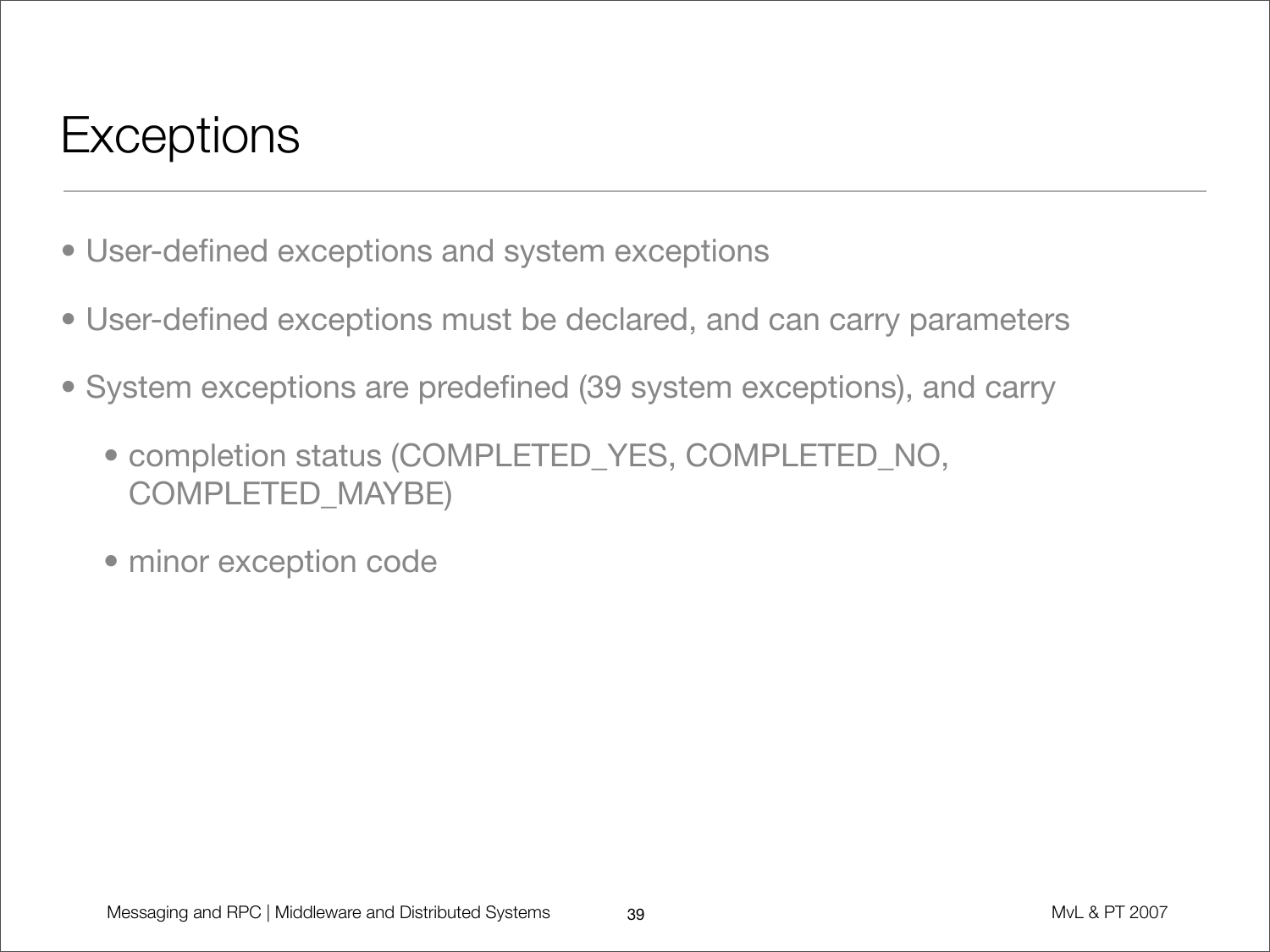# Exceptions

- User-defined exceptions and system exceptions
- User-defined exceptions must be declared, and can carry parameters
- System exceptions are predefined (39 system exceptions), and carry
  - completion status (COMPLETED_YES, COMPLETED_NO, COMPLETED_MAYBE)
  - minor exception code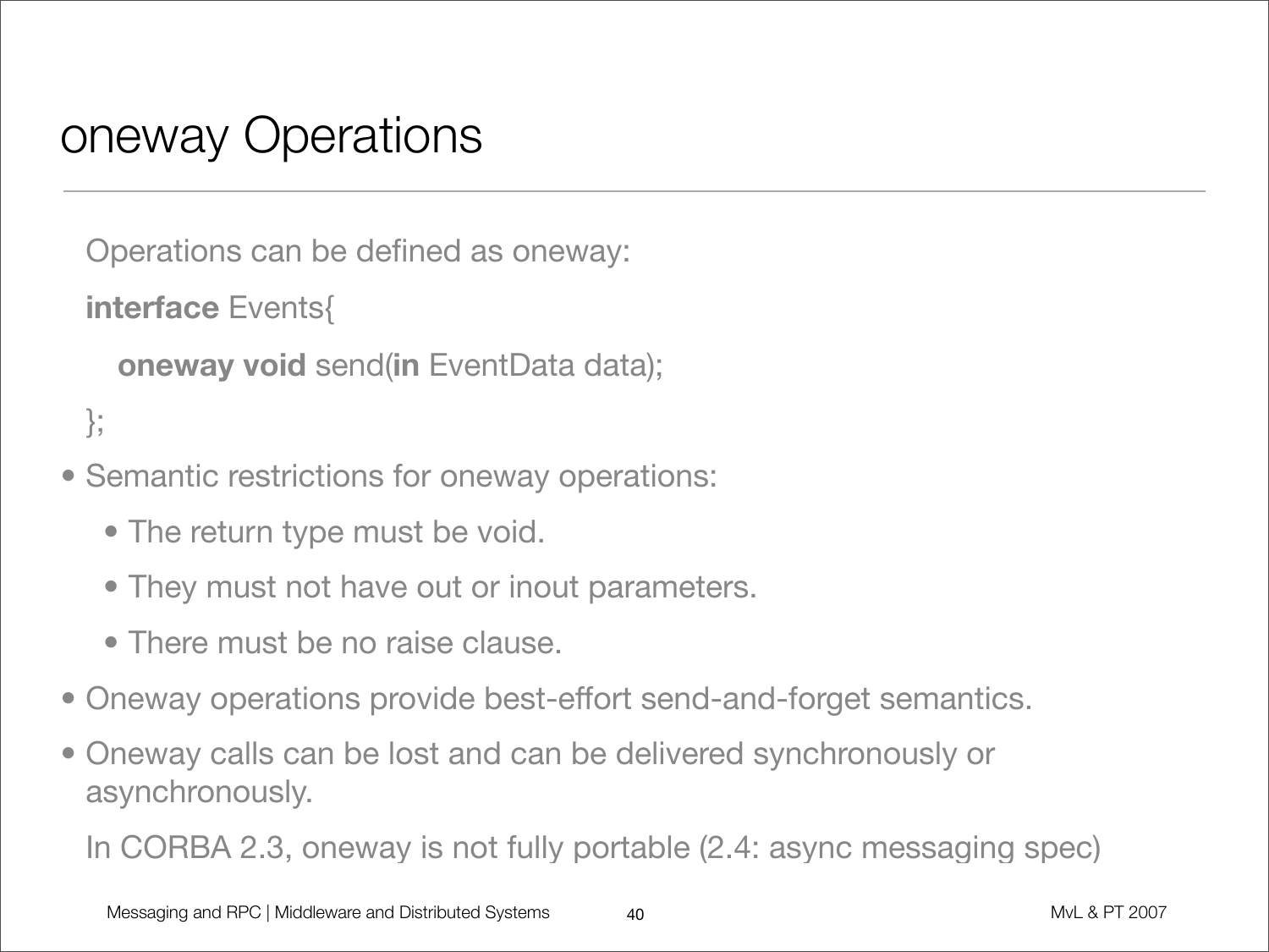# oneway Operations

Operations can be defined as oneway:

```
interface Events{
   oneway void send(in EventData data);
};
```

- Semantic restrictions for oneway operations:
  - The return type must be void.
  - They must not have out or inout parameters.
  - There must be no raise clause.
- Oneway operations provide best-effort send-and-forget semantics.
- Oneway calls can be lost and can be delivered synchronously or asynchronously.

In CORBA 2.3, oneway is not fully portable (2.4: async messaging spec)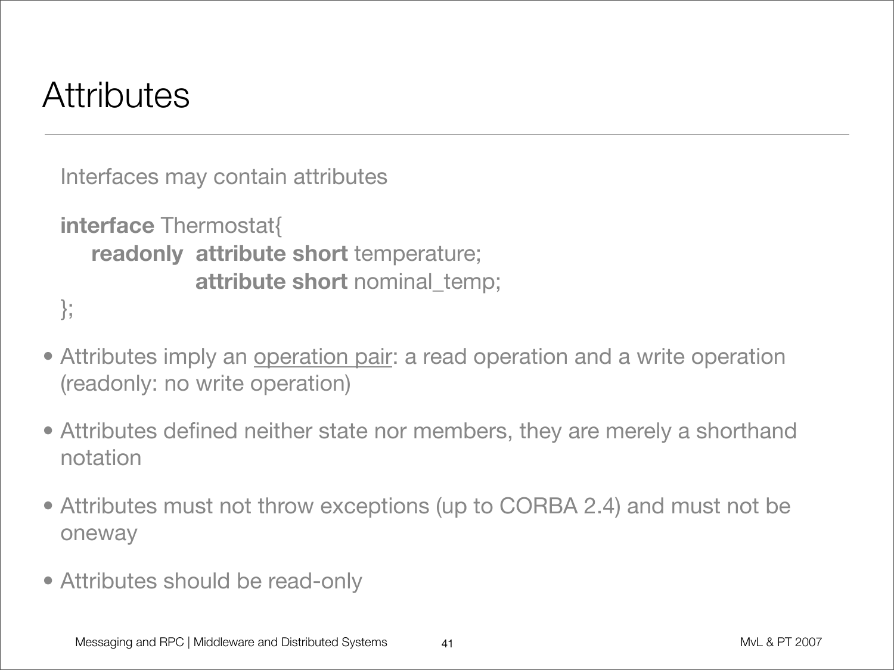# Attributes

Interfaces may contain attributes

```
interface Thermostat{
    readonly  attribute short temperature;
              attribute short nominal_temp;
};
```

- Attributes imply an <u>operation pair</u>: a read operation and a write operation (readonly: no write operation)
- Attributes defined neither state nor members, they are merely a shorthand notation
- Attributes must not throw exceptions (up to CORBA 2.4) and must not be oneway
- Attributes should be read-only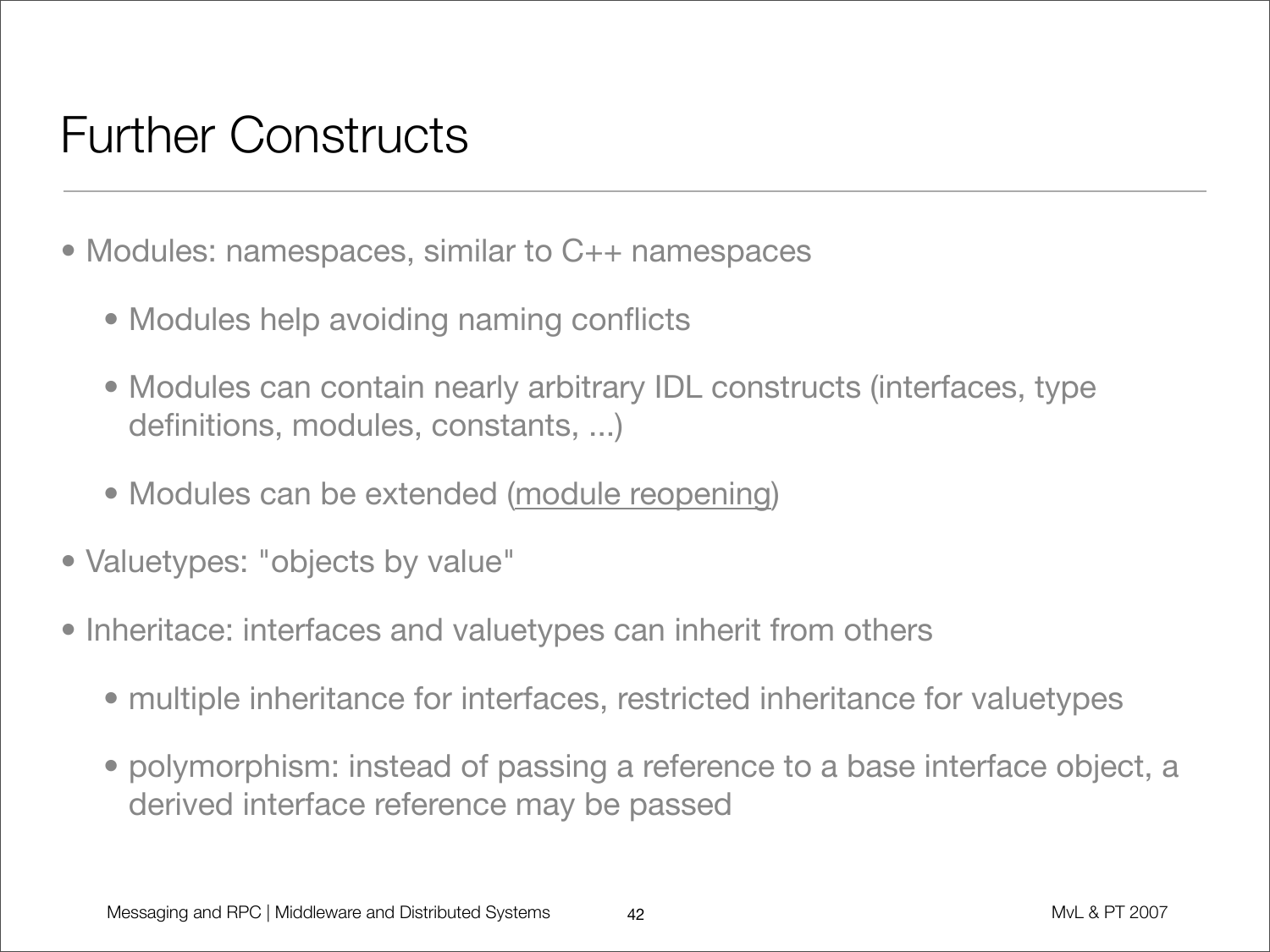# Further Constructs

- Modules: namespaces, similar to C++ namespaces
  - Modules help avoiding naming conflicts
  - Modules can contain nearly arbitrary IDL constructs (interfaces, type definitions, modules, constants, ...)
  - Modules can be extended (module reopening)
- Valuetypes: "objects by value"
- Inheritace: interfaces and valuetypes can inherit from others
  - multiple inheritance for interfaces, restricted inheritance for valuetypes
  - polymorphism: instead of passing a reference to a base interface object, a derived interface reference may be passed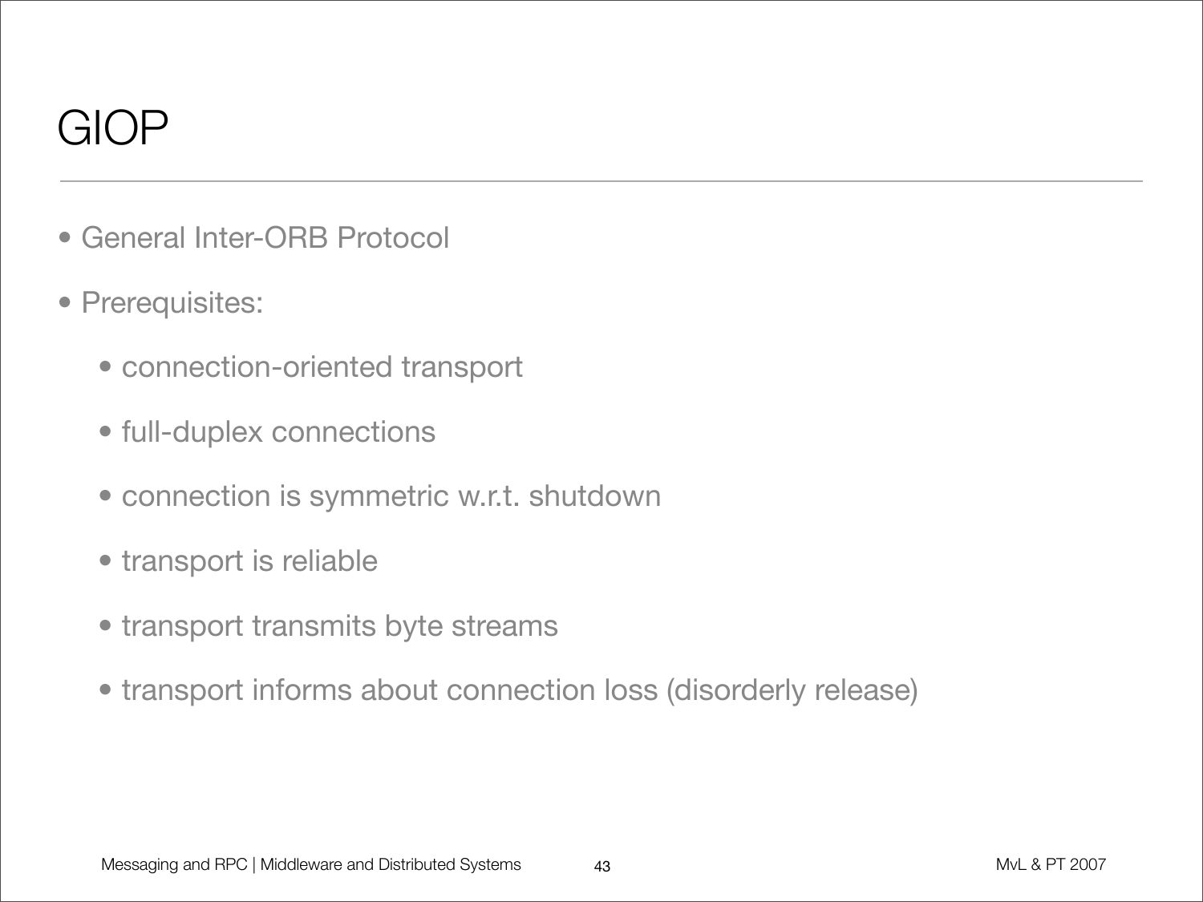# GIOP

- General Inter-ORB Protocol
- Prerequisites:
  - connection-oriented transport
  - full-duplex connections
  - connection is symmetric w.r.t. shutdown
  - transport is reliable
  - transport transmits byte streams
  - transport informs about connection loss (disorderly release)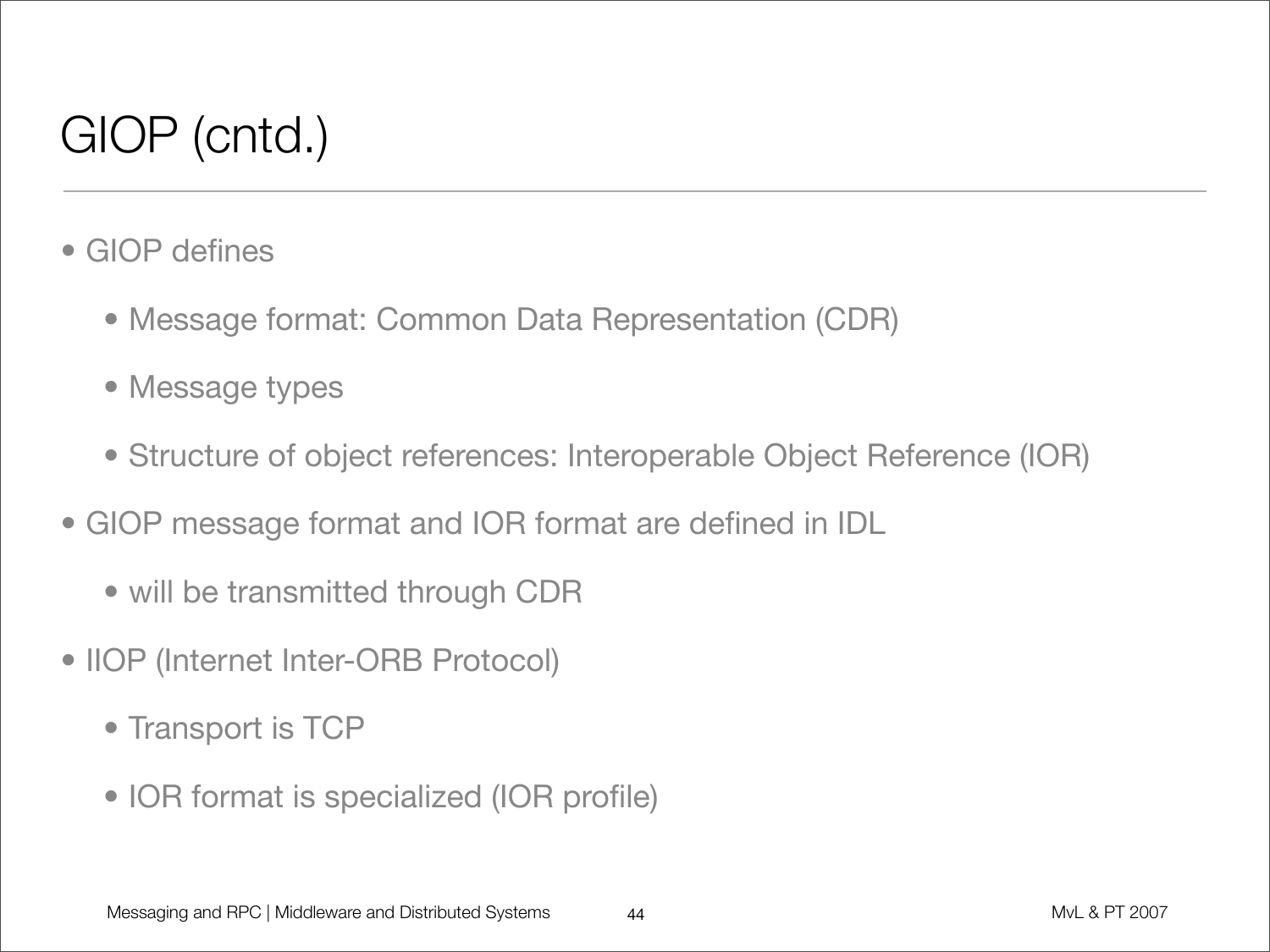# GIOP (cntd.)

- GIOP defines
  - Message format: Common Data Representation (CDR)
  - Message types
  - Structure of object references: Interoperable Object Reference (IOR)
- GIOP message format and IOR format are defined in IDL
  - will be transmitted through CDR
- IIOP (Internet Inter-ORB Protocol)
  - Transport is TCP
  - IOR format is specialized (IOR profile)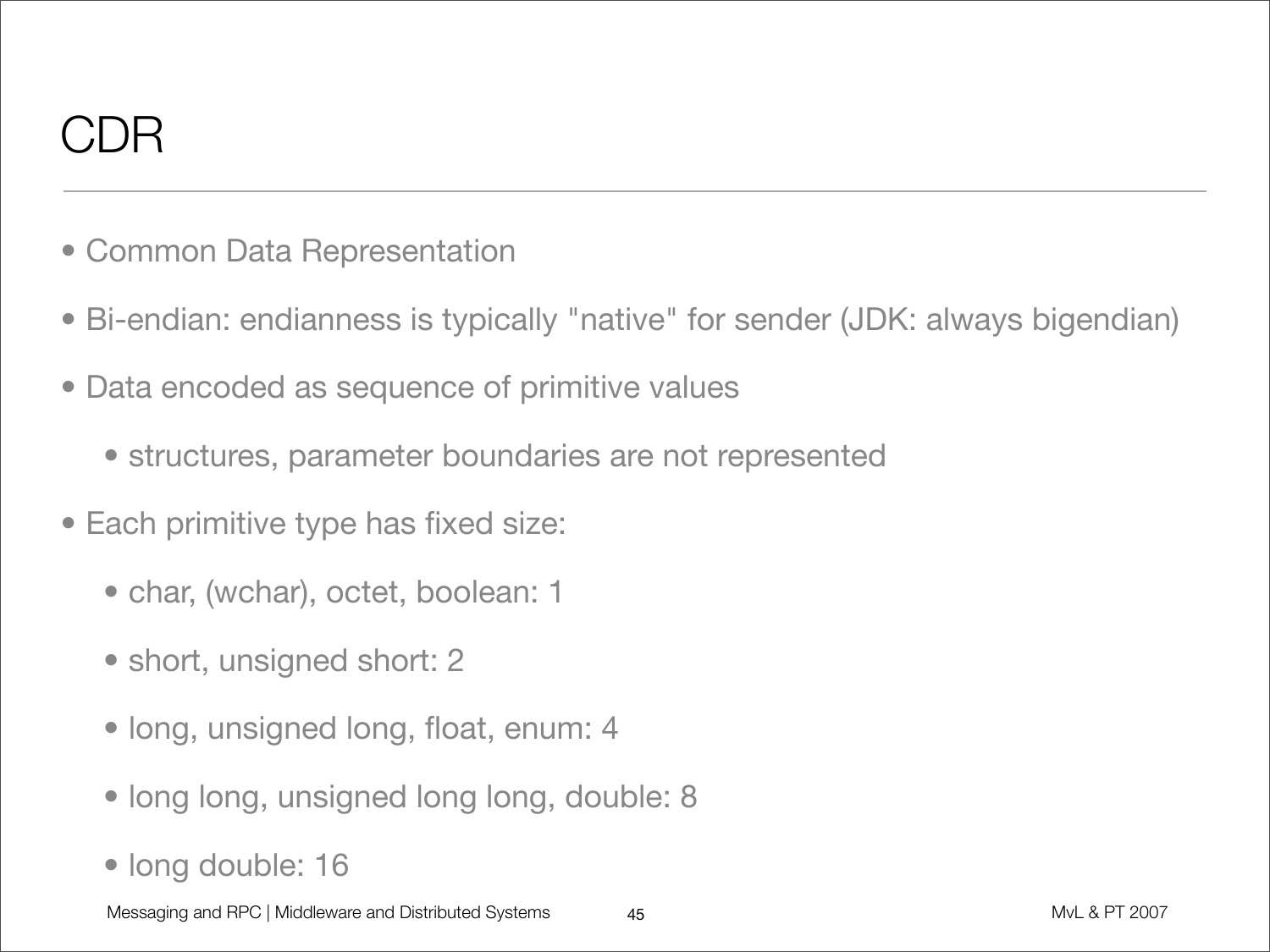# CDR

- Common Data Representation
- Bi-endian: endianness is typically "native" for sender (JDK: always bigendian)
- Data encoded as sequence of primitive values
  - structures, parameter boundaries are not represented
- Each primitive type has fixed size:
  - char, (wchar), octet, boolean: 1
  - short, unsigned short: 2
  - long, unsigned long, float, enum: 4
  - long long, unsigned long long, double: 8
  - long double: 16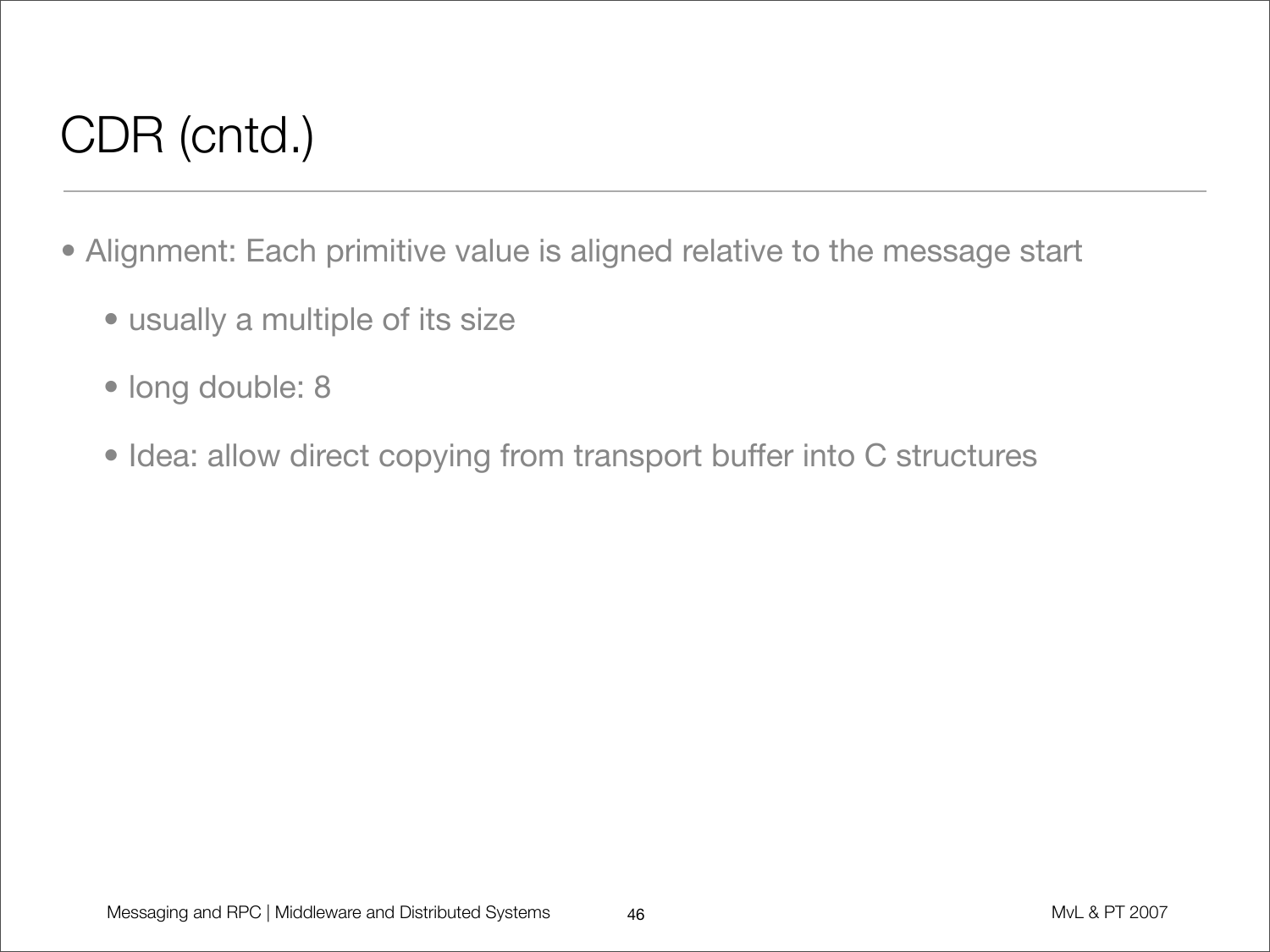# CDR (cntd.)

- Alignment: Each primitive value is aligned relative to the message start
  - usually a multiple of its size
  - long double: 8
  - Idea: allow direct copying from transport buffer into C structures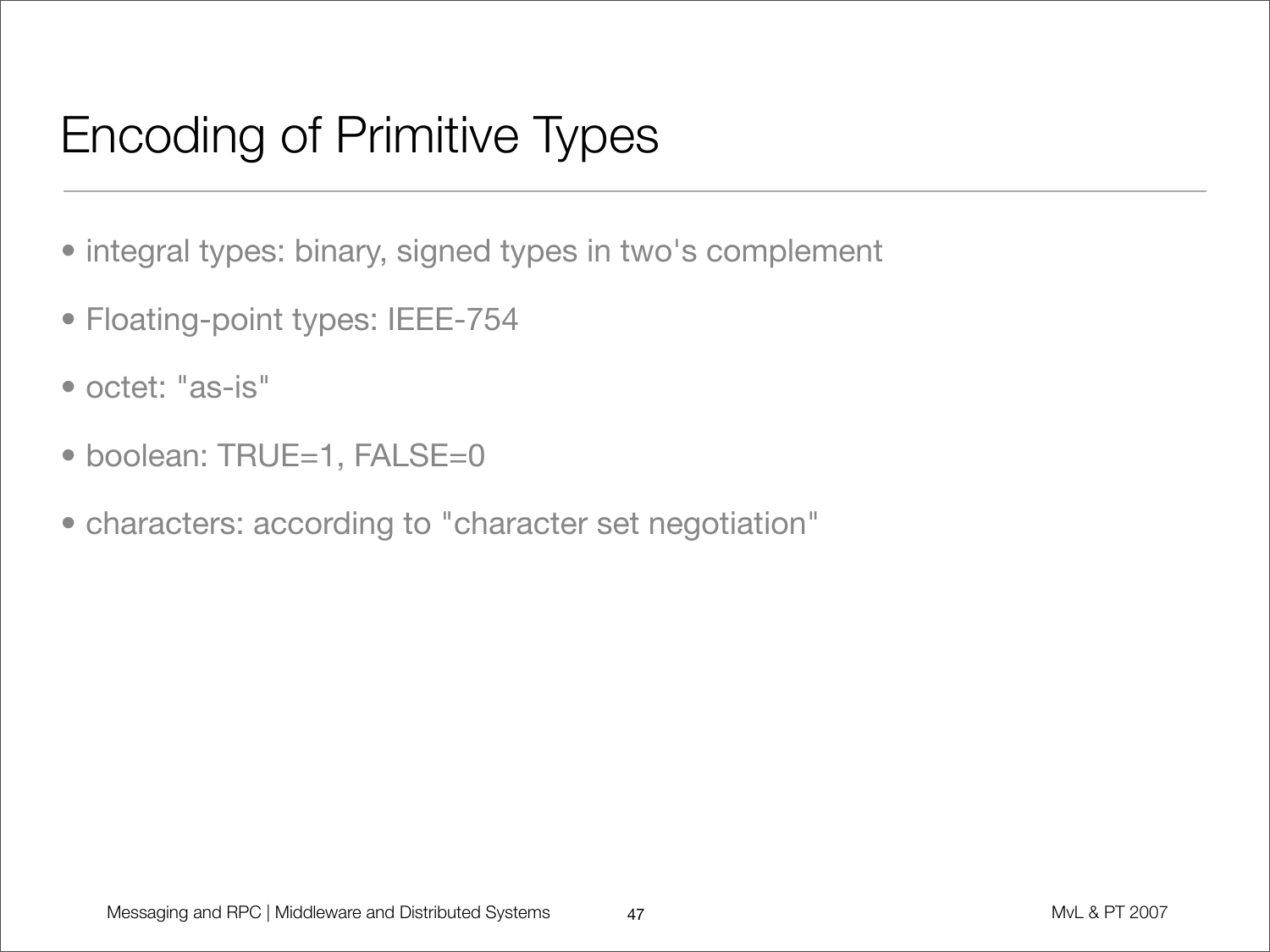# Encoding of Primitive Types

- integral types: binary, signed types in two's complement
- Floating-point types: IEEE-754
- octet: "as-is"
- boolean: TRUE=1, FALSE=0
- characters: according to "character set negotiation"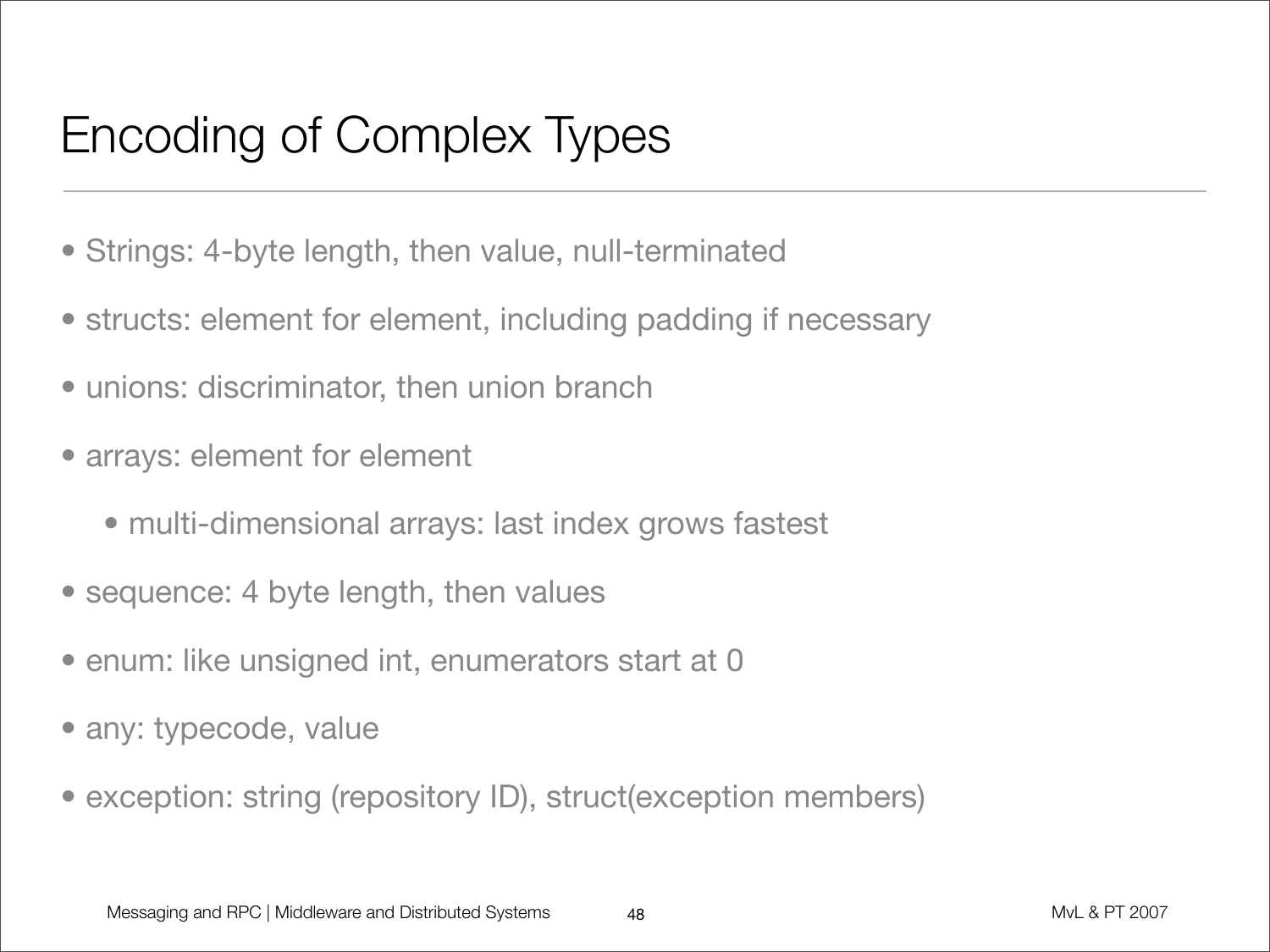# Encoding of Complex Types

- Strings: 4-byte length, then value, null-terminated
- structs: element for element, including padding if necessary
- unions: discriminator, then union branch
- arrays: element for element
  - multi-dimensional arrays: last index grows fastest
- sequence: 4 byte length, then values
- enum: like unsigned int, enumerators start at 0
- any: typecode, value
- exception: string (repository ID), struct(exception members)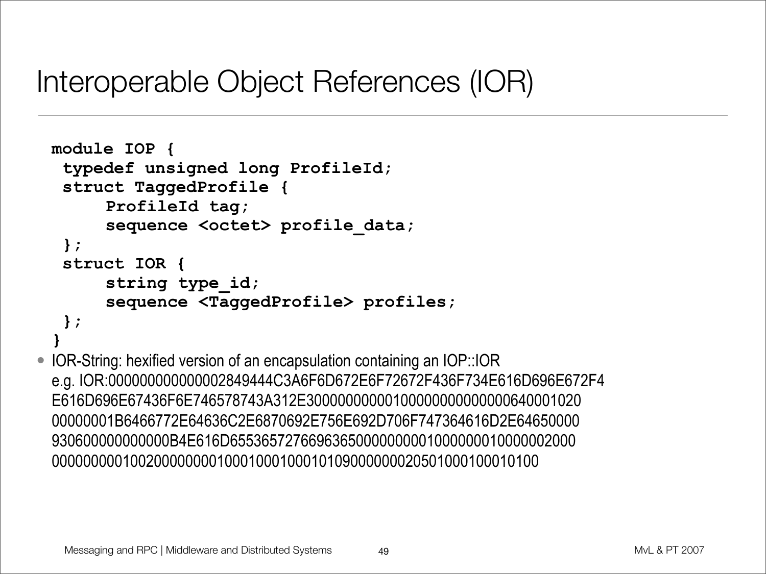# Interoperable Object References (IOR)

```
module IOP {
  typedef unsigned long ProfileId;
  struct TaggedProfile {
       ProfileId tag;
       sequence <octet> profile_data;
  };
  struct IOR {
       string type_id;
       sequence <TaggedProfile> profiles;
  };
}
```

- IOR-String: hexified version of an encapsulation containing an IOP::IOR
  e.g. IOR:000000000000002849444C3A6F6D672E6F72672F436F734E616D696E672F4
  E616D696E67436F6E746578743A312E3000000000000100000000000000640001020
  00000001B6466772E64636C2E6870692E756E692D706F747364616D2E64650000
  930600000000000B4E616D6553657276696365000000000100000001000000200O
  00000000100200000000100010001000101090000000205010001000101OO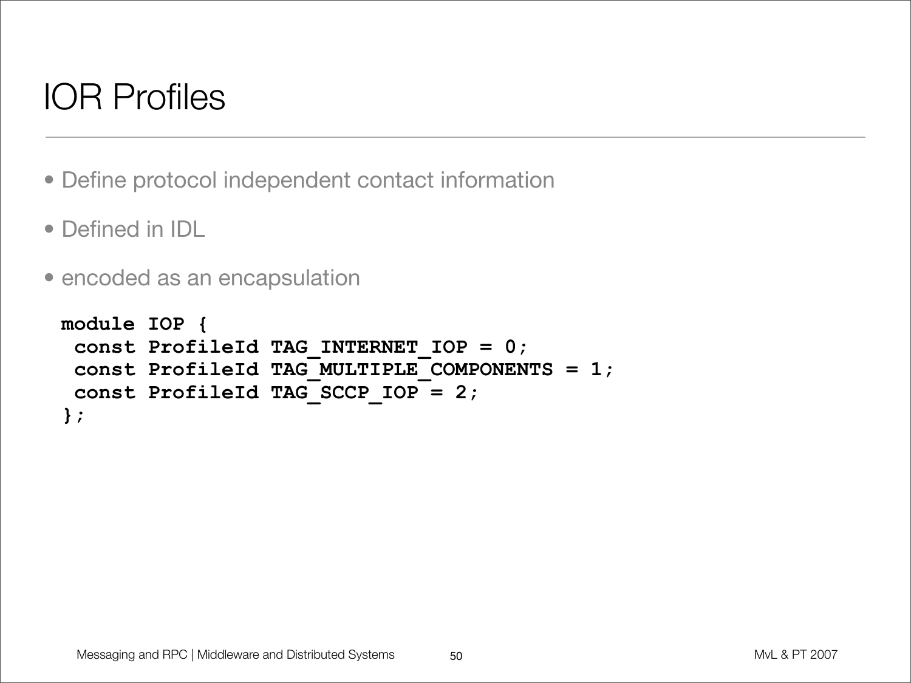# IOR Profiles

- Define protocol independent contact information
- Defined in IDL
- encoded as an encapsulation

```
module IOP {
 const ProfileId TAG_INTERNET_IOP = 0;
 const ProfileId TAG_MULTIPLE_COMPONENTS = 1;
 const ProfileId TAG_SCCP_IOP = 2;
};
```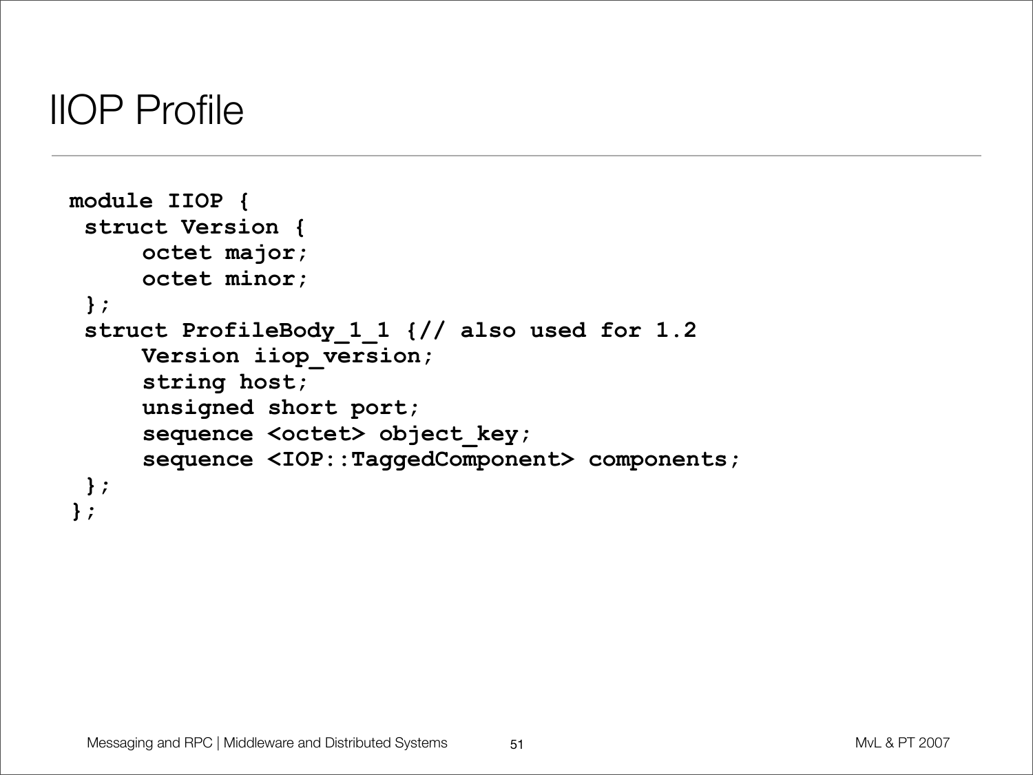# IIOP Profile

```
module IIOP {
 struct Version {
     octet major;
     octet minor;
 };
 struct ProfileBody_1_1 {// also used for 1.2
     Version iiop_version;
     string host;
     unsigned short port;
     sequence <octet> object_key;
     sequence <IOP::TaggedComponent> components;
 };
};
```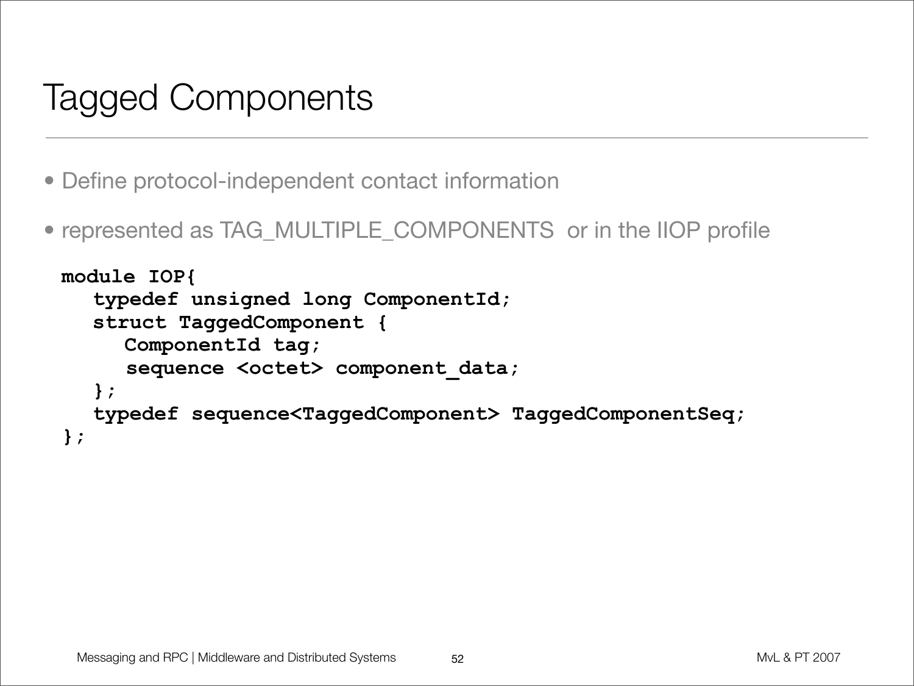# Tagged Components

- Define protocol-independent contact information
- represented as TAG_MULTIPLE_COMPONENTS or in the IIOP profile

```
module IOP{
   typedef unsigned long ComponentId;
   struct TaggedComponent {
      ComponentId tag;
      sequence <octet> component_data;
   };
   typedef sequence<TaggedComponent> TaggedComponentSeq;
};
```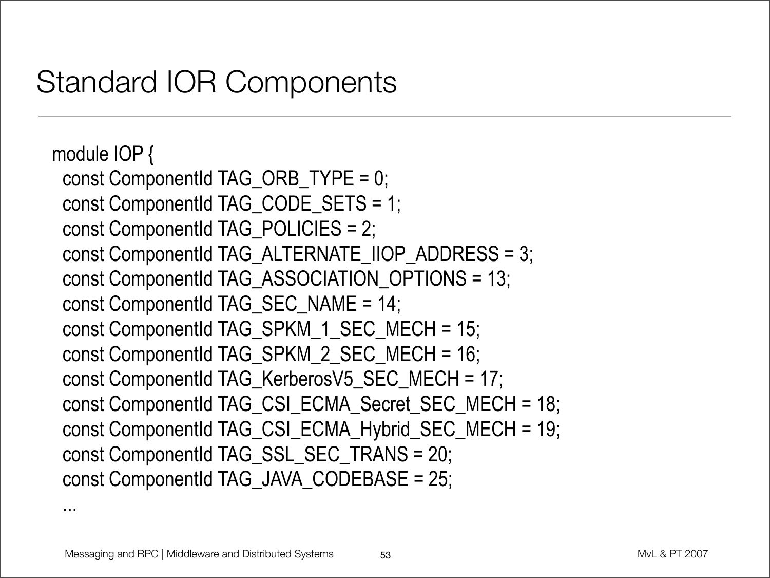# Standard IOR Components

```
module IOP {
  const ComponentId TAG_ORB_TYPE = 0;
  const ComponentId TAG_CODE_SETS = 1;
  const ComponentId TAG_POLICIES = 2;
  const ComponentId TAG_ALTERNATE_IIOP_ADDRESS = 3;
  const ComponentId TAG_ASSOCIATION_OPTIONS = 13;
  const ComponentId TAG_SEC_NAME = 14;
  const ComponentId TAG_SPKM_1_SEC_MECH = 15;
  const ComponentId TAG_SPKM_2_SEC_MECH = 16;
  const ComponentId TAG_KerberosV5_SEC_MECH = 17;
  const ComponentId TAG_CSI_ECMA_Secret_SEC_MECH = 18;
  const ComponentId TAG_CSI_ECMA_Hybrid_SEC_MECH = 19;
  const ComponentId TAG_SSL_SEC_TRANS = 20;
  const ComponentId TAG_JAVA_CODEBASE = 25;
  ...
```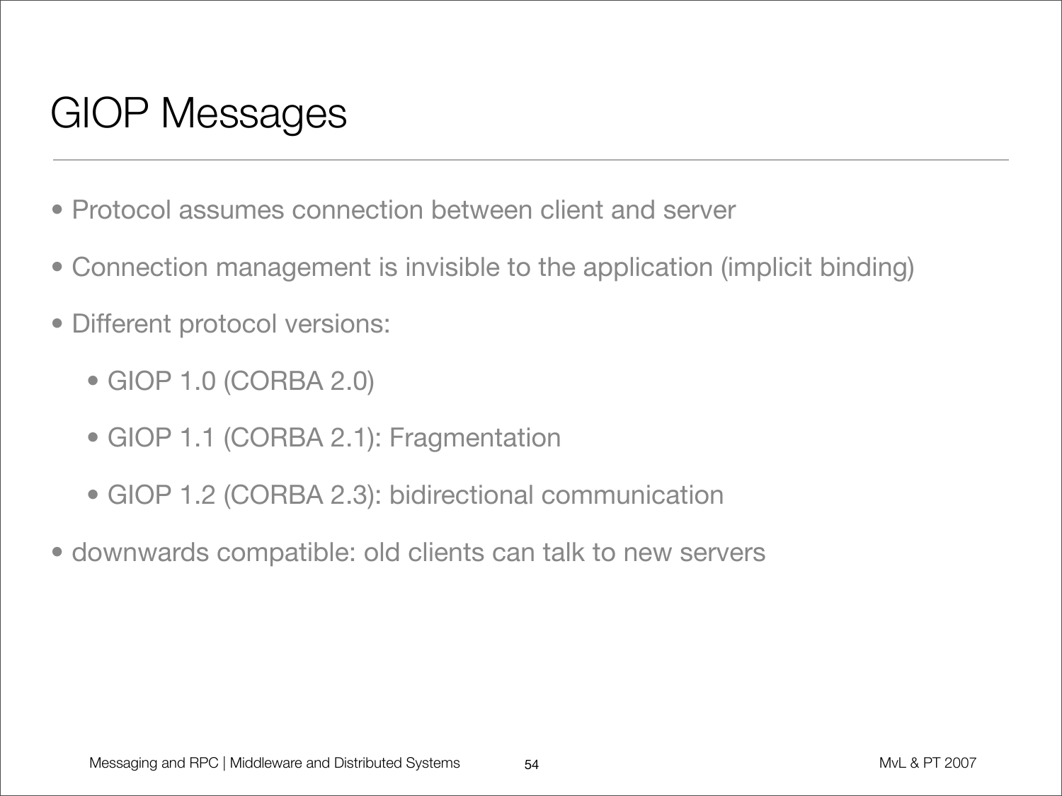# GIOP Messages

- Protocol assumes connection between client and server
- Connection management is invisible to the application (implicit binding)
- Different protocol versions:
  - GIOP 1.0 (CORBA 2.0)
  - GIOP 1.1 (CORBA 2.1): Fragmentation
  - GIOP 1.2 (CORBA 2.3): bidirectional communication
- downwards compatible: old clients can talk to new servers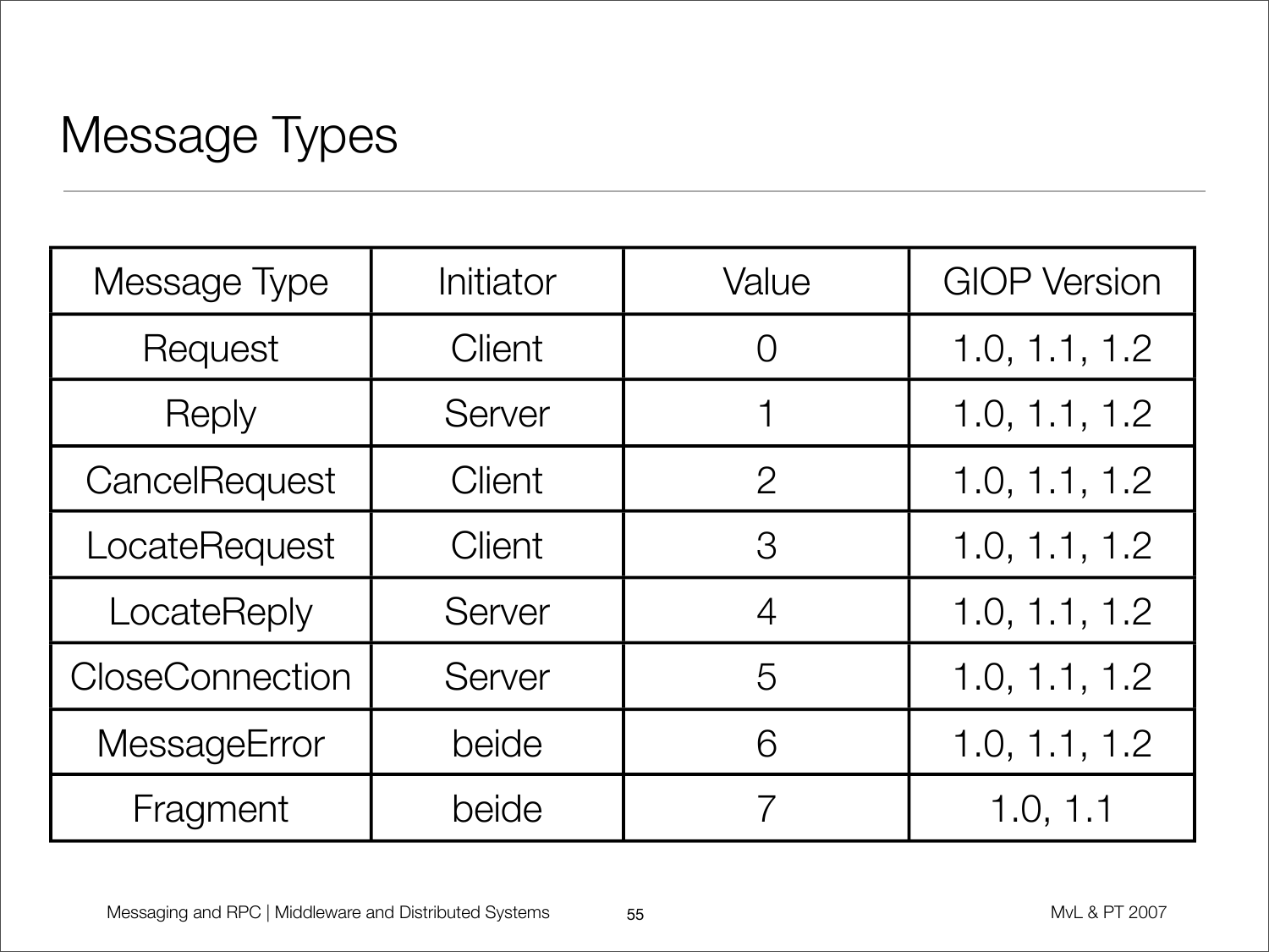# Message Types

| Message Type | Initiator | Value | GIOP Version |
|---|---|---|---|
| Request | Client | 0 | 1.0, 1.1, 1.2 |
| Reply | Server | 1 | 1.0, 1.1, 1.2 |
| CancelRequest | Client | 2 | 1.0, 1.1, 1.2 |
| LocateRequest | Client | 3 | 1.0, 1.1, 1.2 |
| LocateReply | Server | 4 | 1.0, 1.1, 1.2 |
| CloseConnection | Server | 5 | 1.0, 1.1, 1.2 |
| MessageError | beide | 6 | 1.0, 1.1, 1.2 |
| Fragment | beide | 7 | 1.0, 1.1 |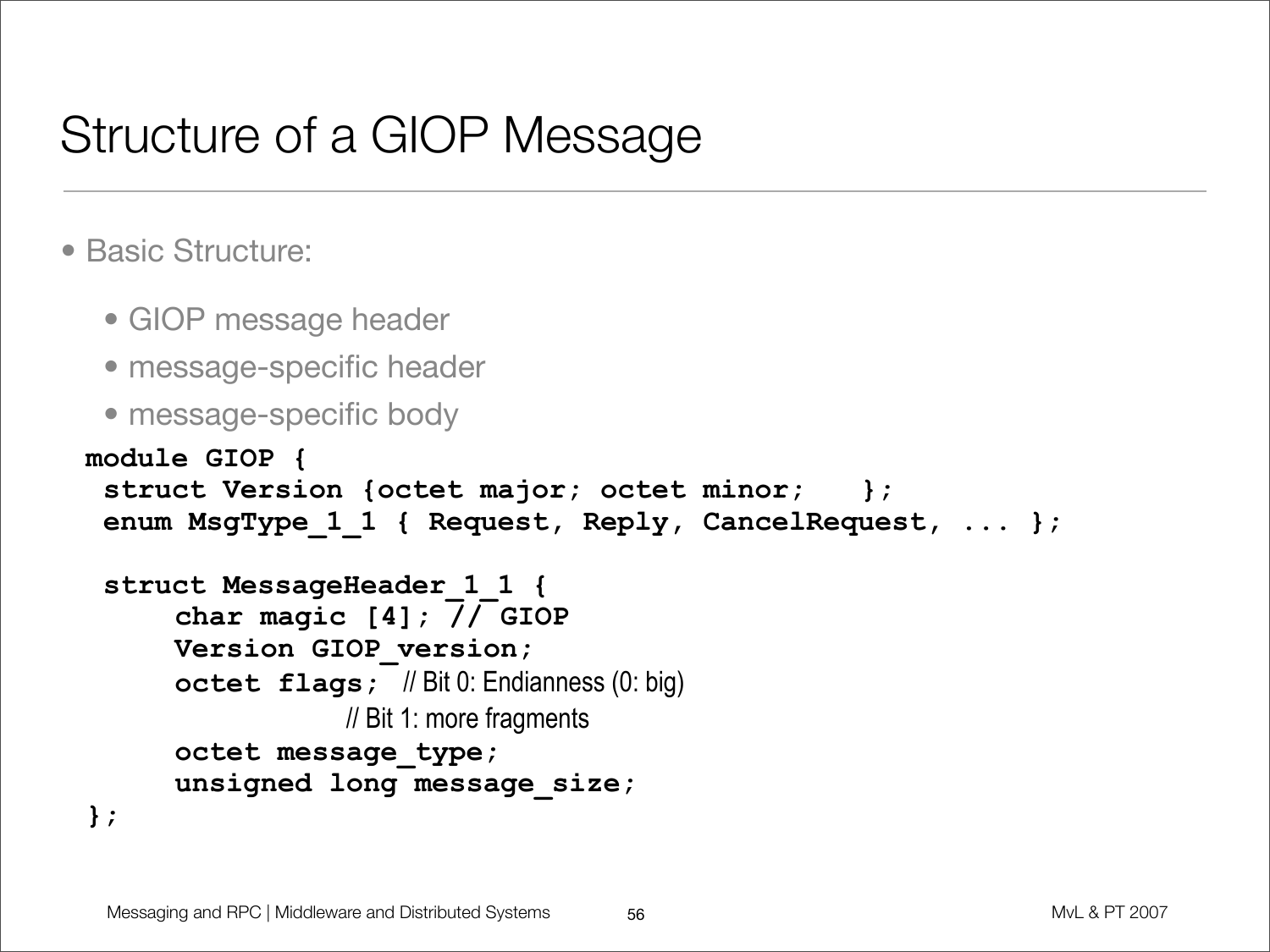# Structure of a GIOP Message

- Basic Structure:
  - GIOP message header
  - message-specific header
  - message-specific body

```
module GIOP {
 struct Version {octet major; octet minor;   };
 enum MsgType_1_1 { Request, Reply, CancelRequest, ... };

 struct MessageHeader_1_1 {
     char magic [4]; // GIOP
     Version GIOP_version;
     octet flags;  // Bit 0: Endianness (0: big)
                   // Bit 1: more fragments
     octet message_type;
     unsigned long message_size;
};
```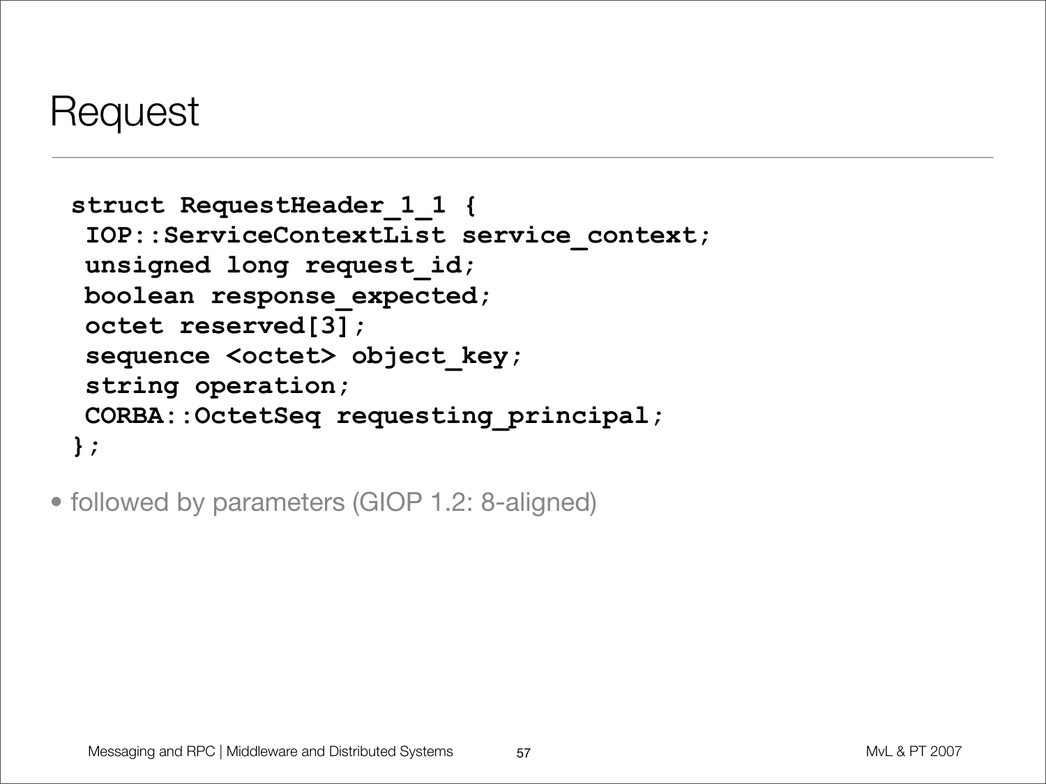# Request

```
struct RequestHeader_1_1 {
 IOP::ServiceContextList service_context;
 unsigned long request_id;
 boolean response_expected;
 octet reserved[3];
 sequence <octet> object_key;
 string operation;
 CORBA::OctetSeq requesting_principal;
};
```

- followed by parameters (GIOP 1.2: 8-aligned)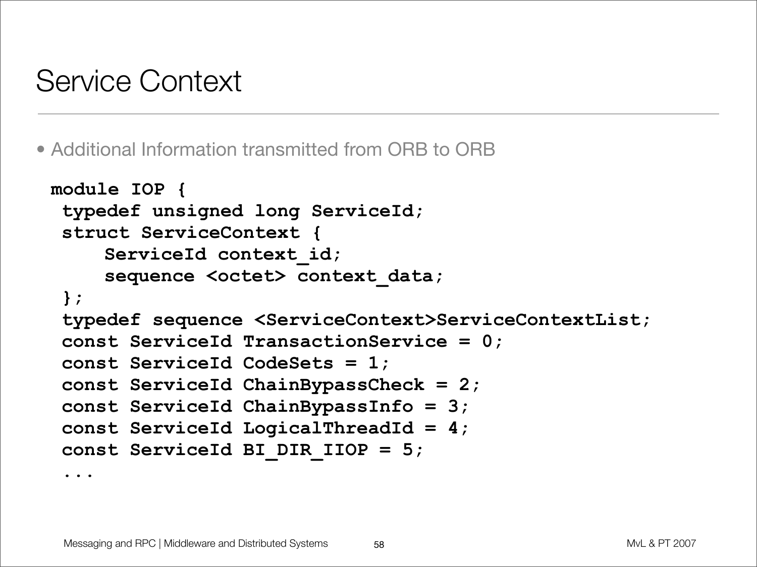# Service Context

- Additional Information transmitted from ORB to ORB

```
module IOP {
 typedef unsigned long ServiceId;
 struct ServiceContext {
     ServiceId context_id;
     sequence <octet> context_data;
 };
 typedef sequence <ServiceContext>ServiceContextList;
 const ServiceId TransactionService = 0;
 const ServiceId CodeSets = 1;
 const ServiceId ChainBypassCheck = 2;
 const ServiceId ChainBypassInfo = 3;
 const ServiceId LogicalThreadId = 4;
 const ServiceId BI_DIR_IIOP = 5;
 ...
```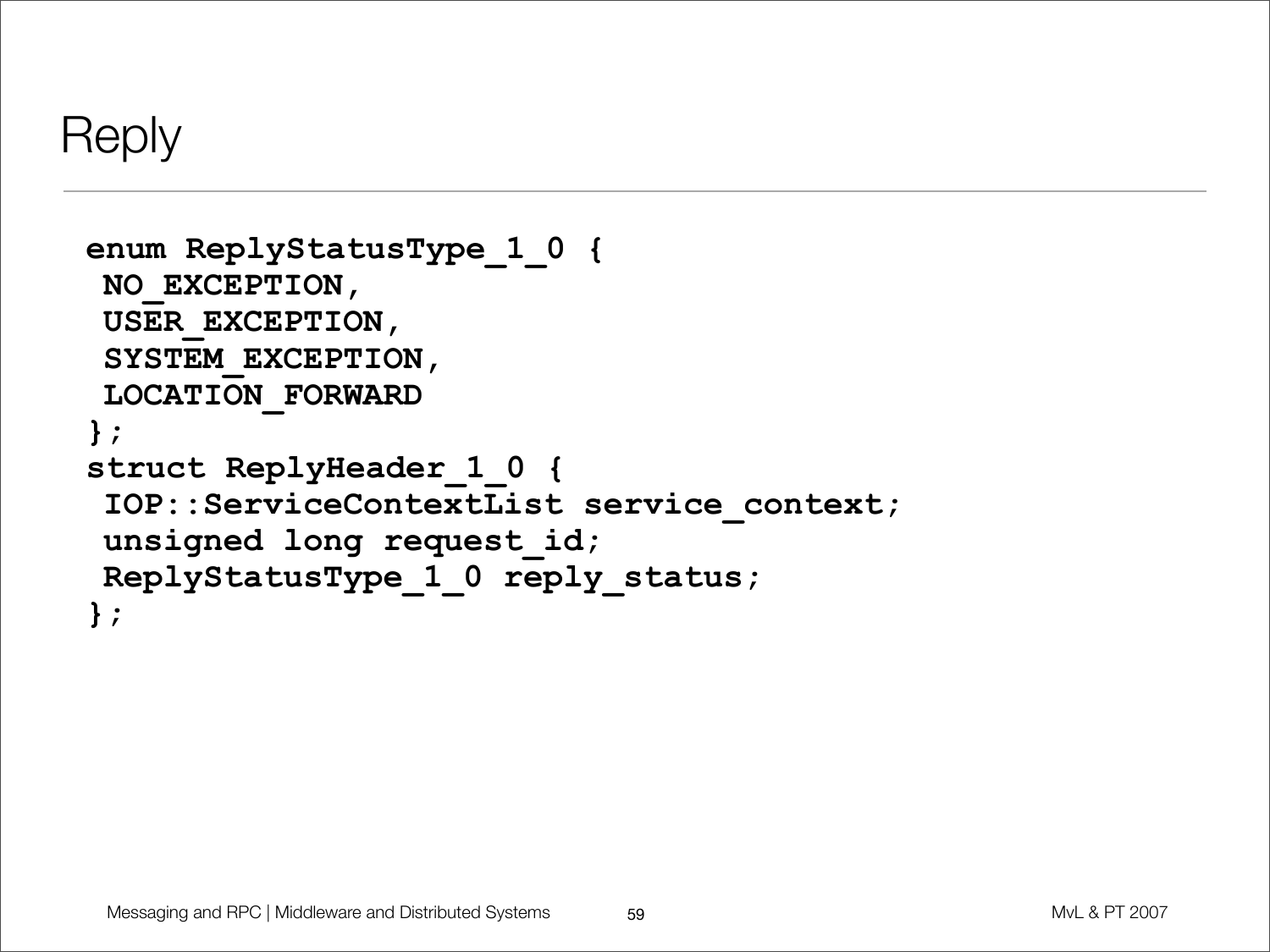# Reply

```
enum ReplyStatusType_1_0 {
 NO_EXCEPTION,
 USER_EXCEPTION,
 SYSTEM_EXCEPTION,
 LOCATION_FORWARD
};
struct ReplyHeader_1_0 {
 IOP::ServiceContextList service_context;
 unsigned long request_id;
 ReplyStatusType_1_0 reply_status;
};
```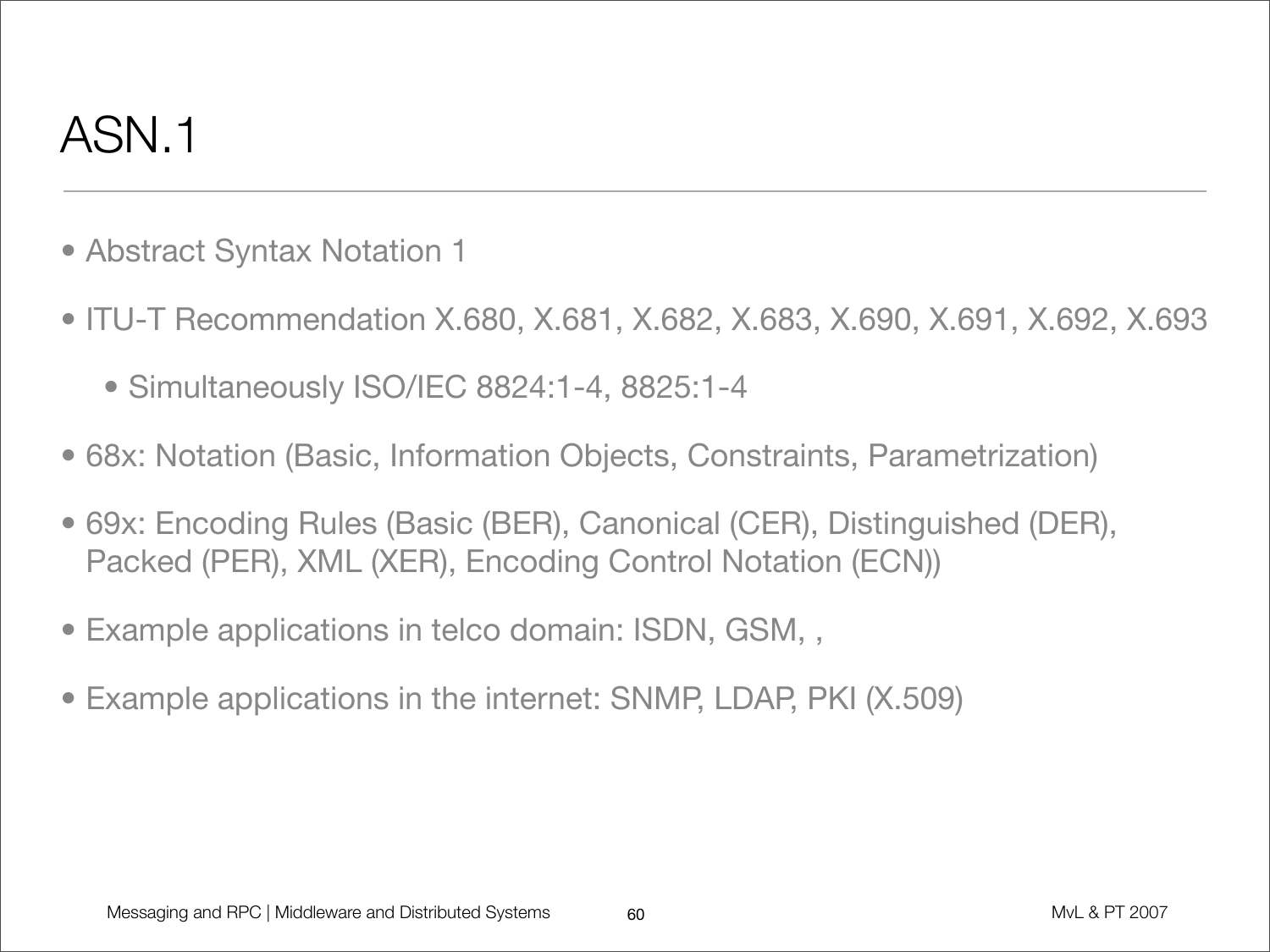# ASN.1

- Abstract Syntax Notation 1
- ITU-T Recommendation X.680, X.681, X.682, X.683, X.690, X.691, X.692, X.693
  - Simultaneously ISO/IEC 8824:1-4, 8825:1-4
- 68x: Notation (Basic, Information Objects, Constraints, Parametrization)
- 69x: Encoding Rules (Basic (BER), Canonical (CER), Distinguished (DER), Packed (PER), XML (XER), Encoding Control Notation (ECN))
- Example applications in telco domain: ISDN, GSM, ,
- Example applications in the internet: SNMP, LDAP, PKI (X.509)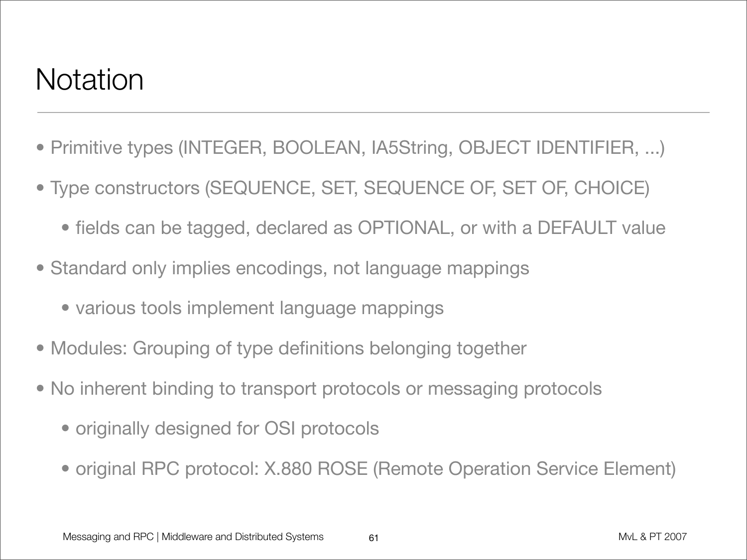# Notation

- Primitive types (INTEGER, BOOLEAN, IA5String, OBJECT IDENTIFIER, ...)
- Type constructors (SEQUENCE, SET, SEQUENCE OF, SET OF, CHOICE)
  - fields can be tagged, declared as OPTIONAL, or with a DEFAULT value
- Standard only implies encodings, not language mappings
  - various tools implement language mappings
- Modules: Grouping of type definitions belonging together
- No inherent binding to transport protocols or messaging protocols
  - originally designed for OSI protocols
  - original RPC protocol: X.880 ROSE (Remote Operation Service Element)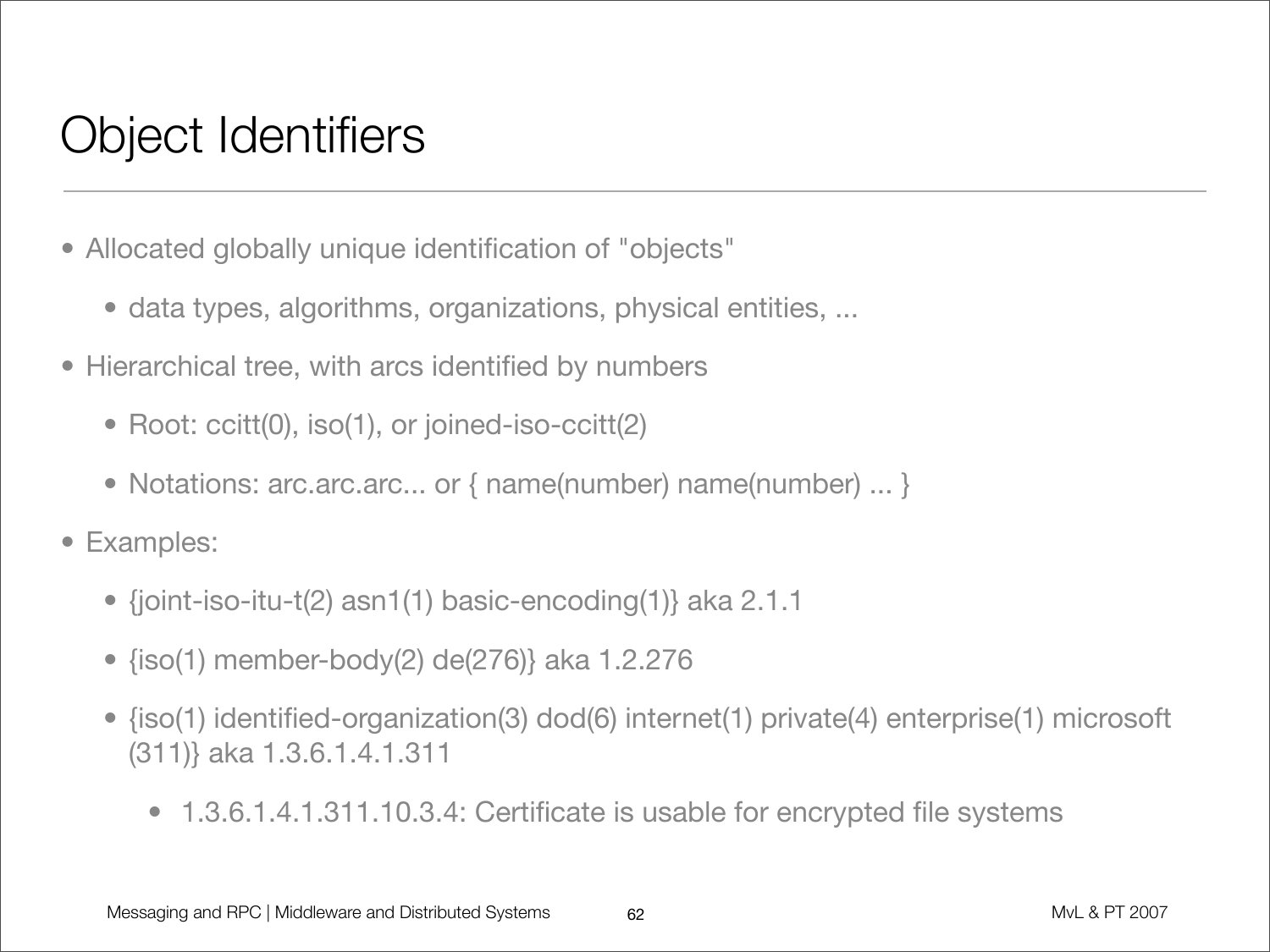# Object Identifiers

- Allocated globally unique identification of "objects"
  - data types, algorithms, organizations, physical entities, ...
- Hierarchical tree, with arcs identified by numbers
  - Root: ccitt(0), iso(1), or joined-iso-ccitt(2)
  - Notations: arc.arc.arc... or { name(number) name(number) ... }
- Examples:
  - {joint-iso-itu-t(2) asn1(1) basic-encoding(1)} aka 2.1.1
  - {iso(1) member-body(2) de(276)} aka 1.2.276
  - {iso(1) identified-organization(3) dod(6) internet(1) private(4) enterprise(1) microsoft (311)} aka 1.3.6.1.4.1.311
    - 1.3.6.1.4.1.311.10.3.4: Certificate is usable for encrypted file systems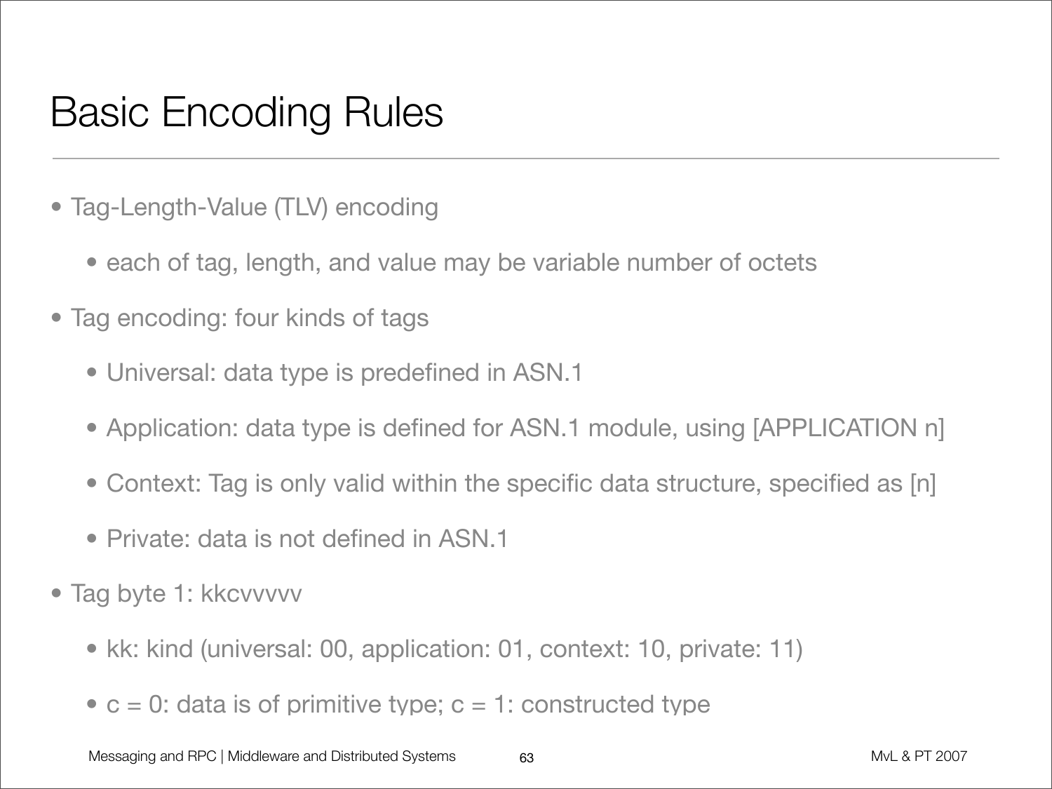# Basic Encoding Rules

- Tag-Length-Value (TLV) encoding
  - each of tag, length, and value may be variable number of octets
- Tag encoding: four kinds of tags
  - Universal: data type is predefined in ASN.1
  - Application: data type is defined for ASN.1 module, using [APPLICATION n]
  - Context: Tag is only valid within the specific data structure, specified as [n]
  - Private: data is not defined in ASN.1
- Tag byte 1: kkcvvvvv
  - kk: kind (universal: 00, application: 01, context: 10, private: 11)
  - c = 0: data is of primitive type; c = 1: constructed type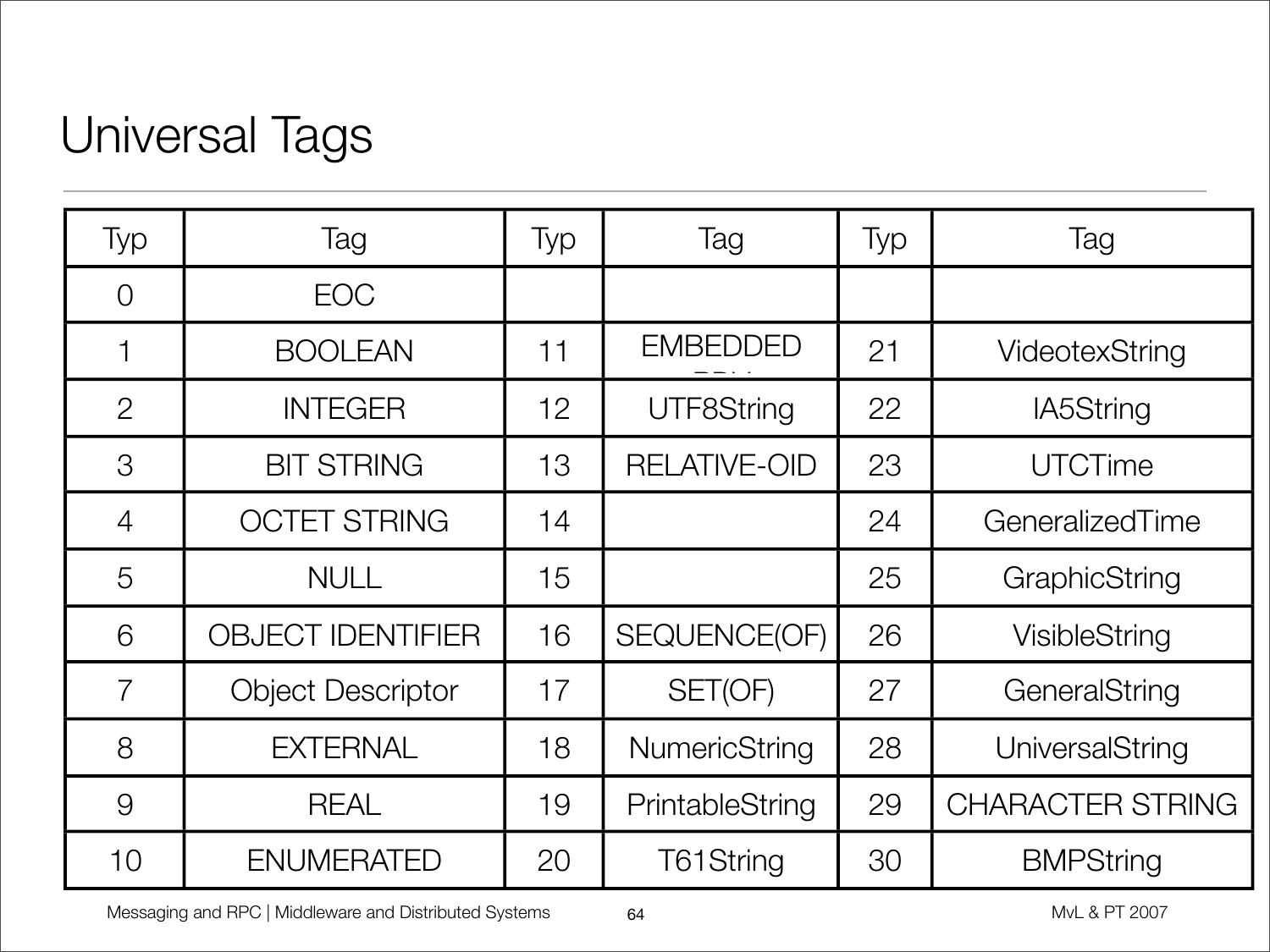# Universal Tags

| Typ | Tag | Typ | Tag | Typ | Tag |
|---|---|---|---|---|---|
| 0 | EOC | | | | |
| 1 | BOOLEAN | 11 | EMBEDDED PDV | 21 | VideotexString |
| 2 | INTEGER | 12 | UTF8String | 22 | IA5String |
| 3 | BIT STRING | 13 | RELATIVE-OID | 23 | UTCTime |
| 4 | OCTET STRING | 14 | | 24 | GeneralizedTime |
| 5 | NULL | 15 | | 25 | GraphicString |
| 6 | OBJECT IDENTIFIER | 16 | SEQUENCE(OF) | 26 | VisibleString |
| 7 | Object Descriptor | 17 | SET(OF) | 27 | GeneralString |
| 8 | EXTERNAL | 18 | NumericString | 28 | UniversalString |
| 9 | REAL | 19 | PrintableString | 29 | CHARACTER STRING |
| 10 | ENUMERATED | 20 | T61String | 30 | BMPString |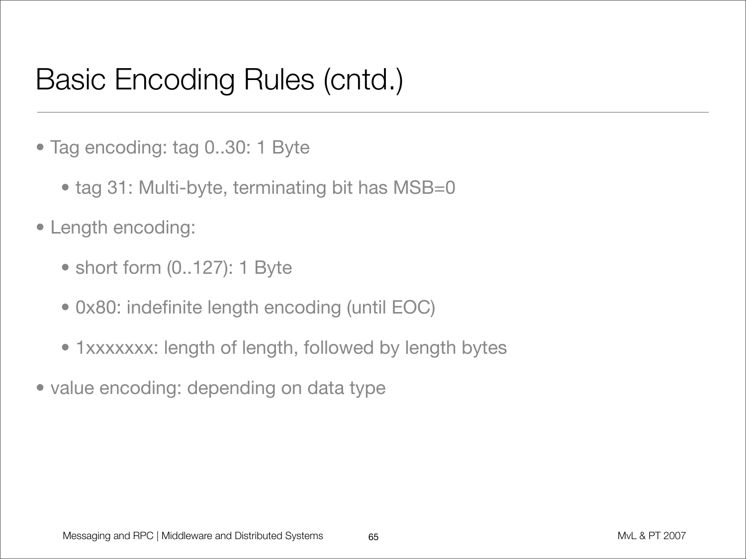# Basic Encoding Rules (cntd.)

- Tag encoding: tag 0..30: 1 Byte
  - tag 31: Multi-byte, terminating bit has MSB=0
- Length encoding:
  - short form (0..127): 1 Byte
  - 0x80: indefinite length encoding (until EOC)
  - 1xxxxxxx: length of length, followed by length bytes
- value encoding: depending on data type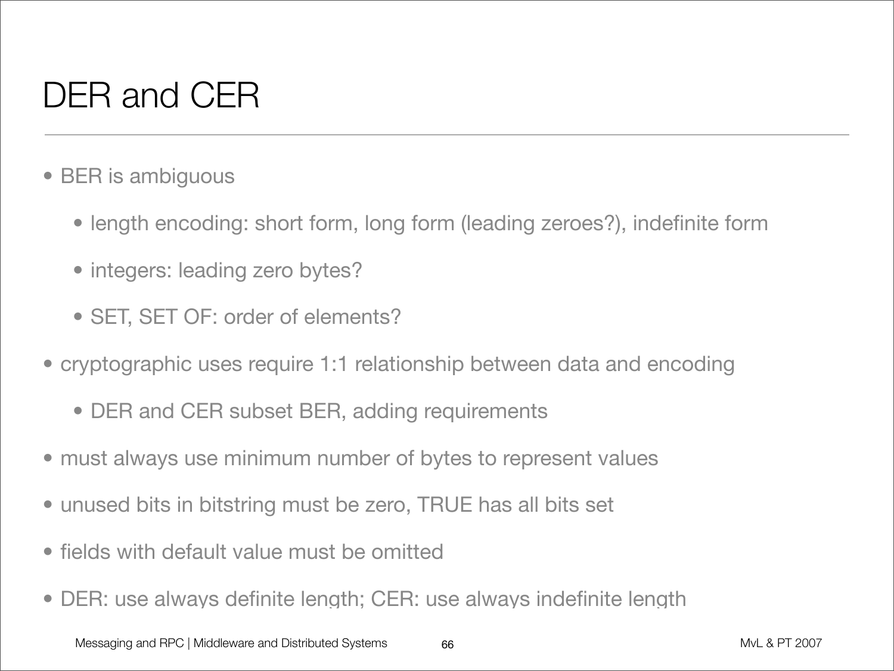# DER and CER

- BER is ambiguous
  - length encoding: short form, long form (leading zeroes?), indefinite form
  - integers: leading zero bytes?
  - SET, SET OF: order of elements?
- cryptographic uses require 1:1 relationship between data and encoding
  - DER and CER subset BER, adding requirements
- must always use minimum number of bytes to represent values
- unused bits in bitstring must be zero, TRUE has all bits set
- fields with default value must be omitted
- DER: use always definite length; CER: use always indefinite length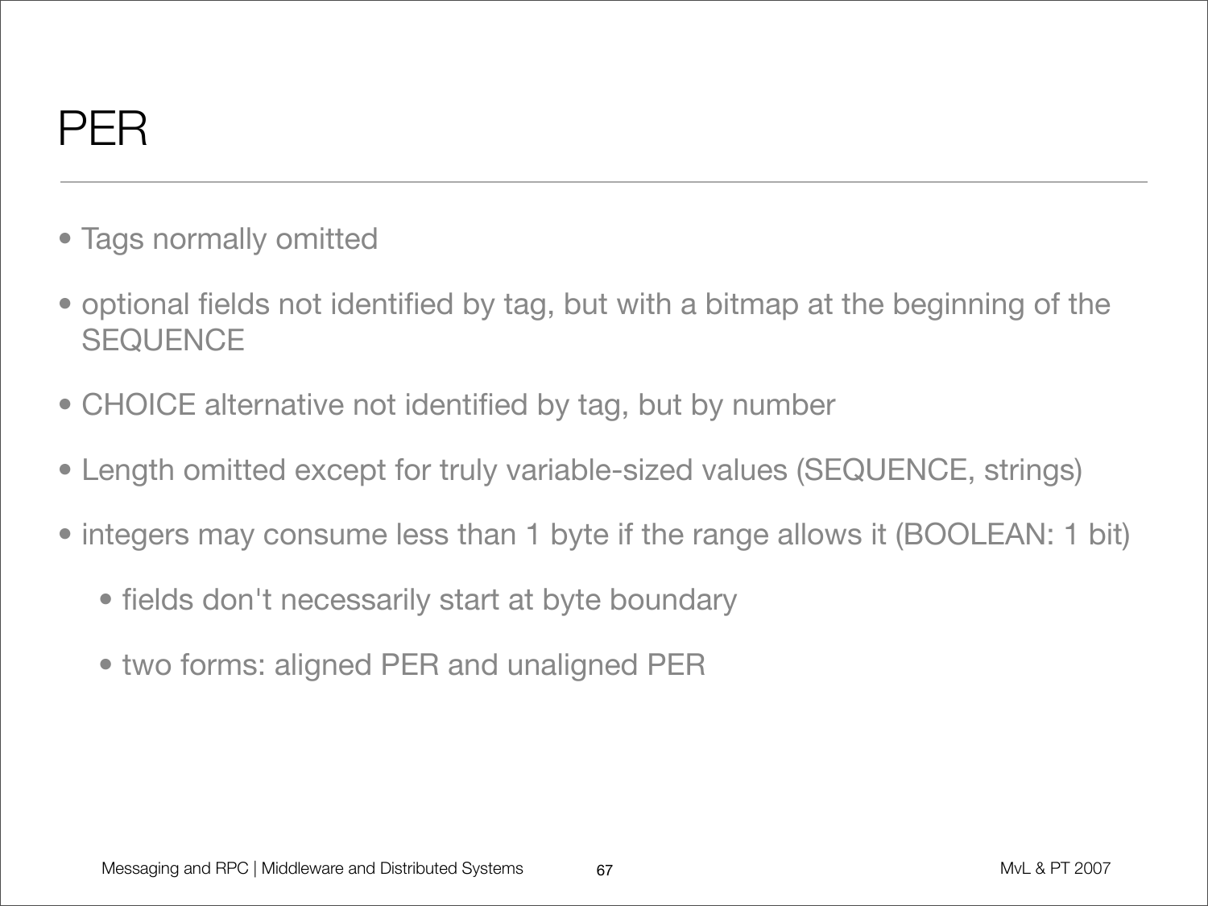# PER

- Tags normally omitted
- optional fields not identified by tag, but with a bitmap at the beginning of the SEQUENCE
- CHOICE alternative not identified by tag, but by number
- Length omitted except for truly variable-sized values (SEQUENCE, strings)
- integers may consume less than 1 byte if the range allows it (BOOLEAN: 1 bit)
  - fields don't necessarily start at byte boundary
  - two forms: aligned PER and unaligned PER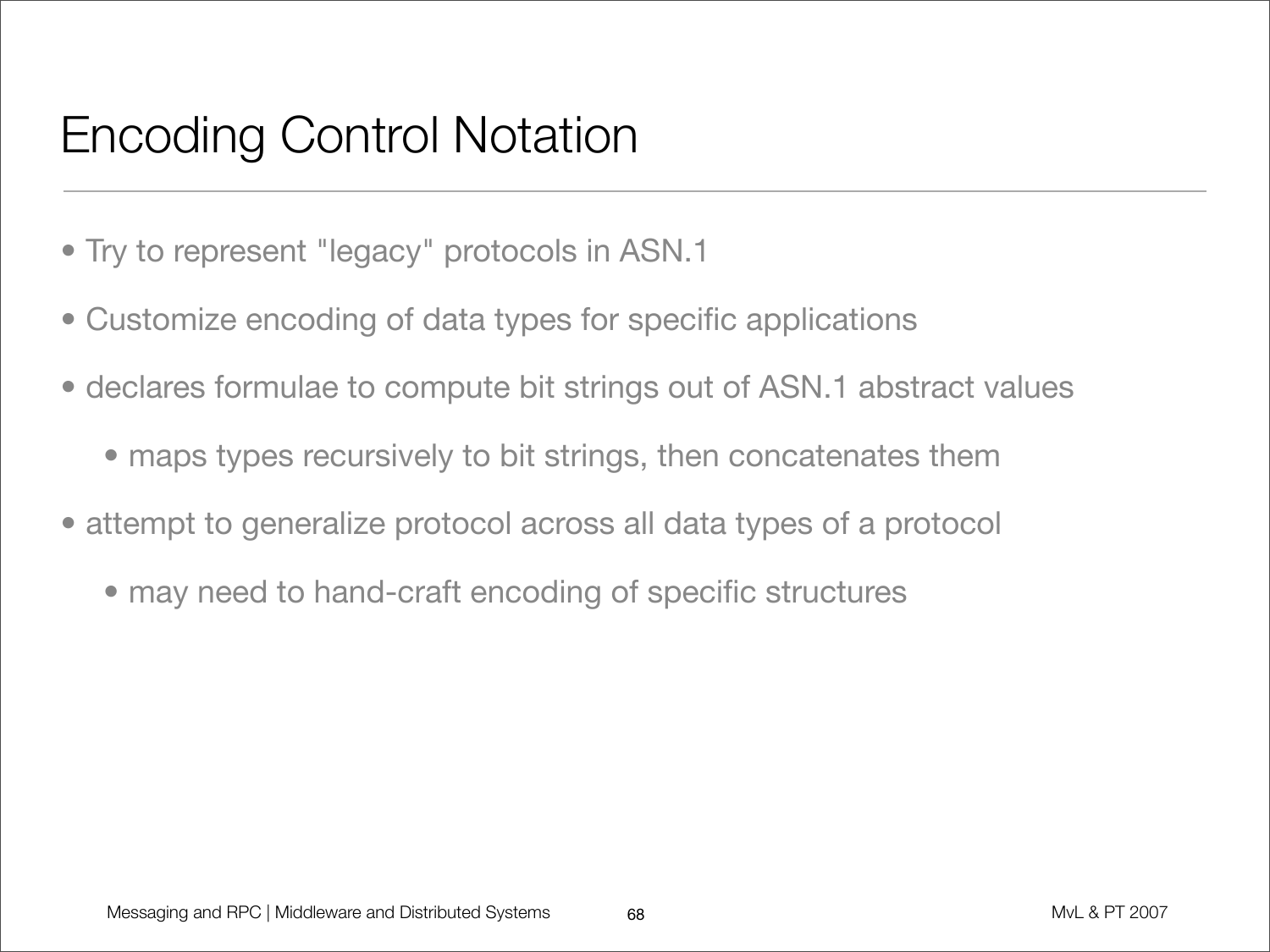# Encoding Control Notation

- Try to represent "legacy" protocols in ASN.1
- Customize encoding of data types for specific applications
- declares formulae to compute bit strings out of ASN.1 abstract values
  - maps types recursively to bit strings, then concatenates them
- attempt to generalize protocol across all data types of a protocol
  - may need to hand-craft encoding of specific structures